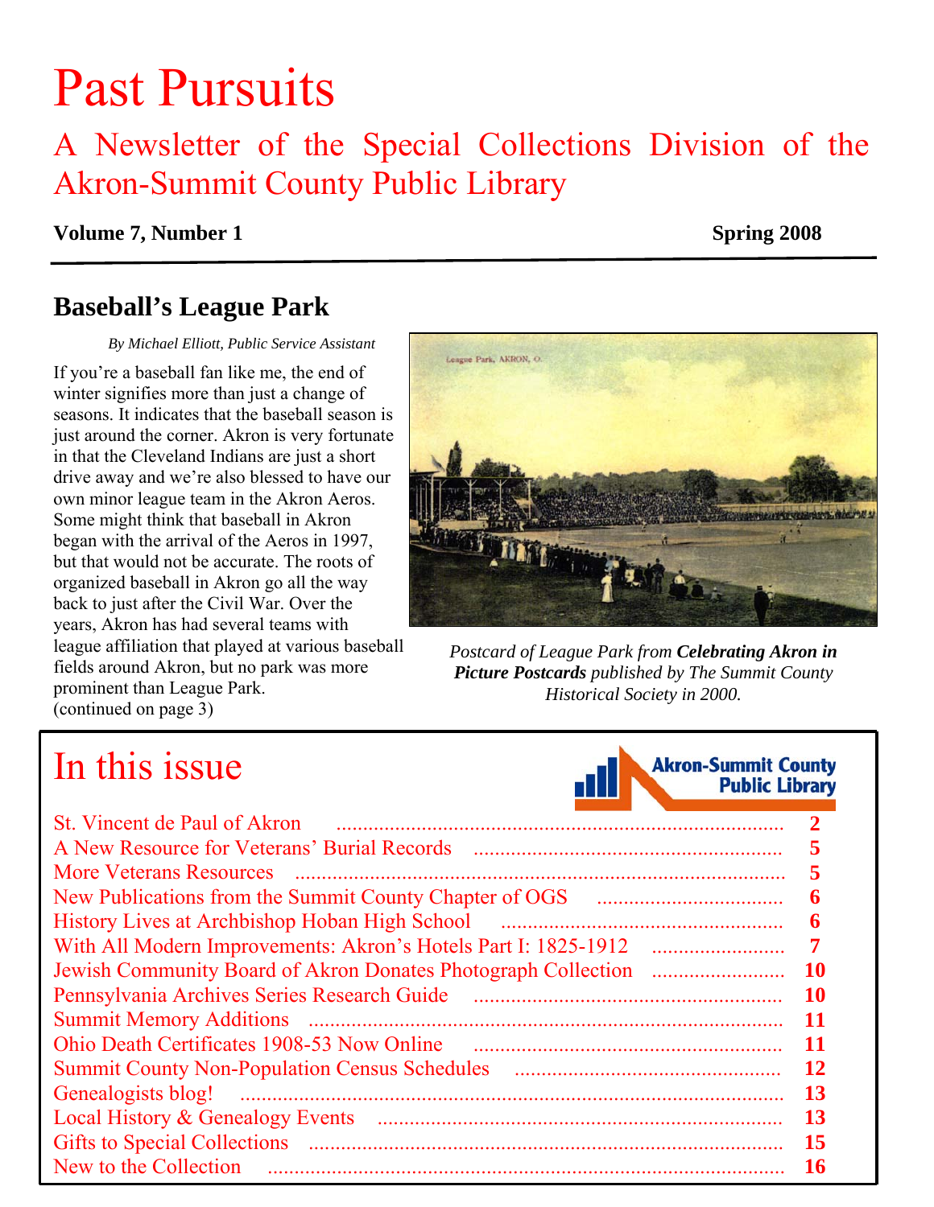# Past Pursuits

## A Newsletter of the Special Collections Division of the Akron-Summit County Public Library

**Volume 7, Number 1** **Spring 2008**

## Baseball's League Park

*By Michael Elliott, Public Service Assistant*

If you're a baseball fan like me, the end of winter signifies more than just a change of seasons. It indicates that the baseball season is just around the corner. Akron is very fortunate in that the Cleveland Indians are just a short drive away and we're also blessed to have our own minor league team in the Akron Aeros. Some might think that baseball in Akron began with the arrival of the Aeros in 1997, but that would not be accurate. The roots of organized baseball in Akron go all the way back to just after the Civil War. Over the years, Akron has had several teams with league affiliation that played at various baseball fields around Akron, but no park was more prominent than League Park.
(continued on page 3)

*Postcard of League Park from* ***Celebrating Akron in Picture Postcards*** *published by The Summit County Historical Society in 2000.*

# In this issue

Akron-Summit County Public Library

| | |
|---|---|
| St. Vincent de Paul of Akron | 2 |
| A New Resource for Veterans' Burial Records | 5 |
| More Veterans Resources | 5 |
| New Publications from the Summit County Chapter of OGS | 6 |
| History Lives at Archbishop Hoban High School | 6 |
| With All Modern Improvements: Akron's Hotels Part I: 1825-1912 | 7 |
| Jewish Community Board of Akron Donates Photograph Collection | 10 |
| Pennsylvania Archives Series Research Guide | 10 |
| Summit Memory Additions | 11 |
| Ohio Death Certificates 1908-53 Now Online | 11 |
| Summit County Non-Population Census Schedules | 12 |
| Genealogists blog! | 13 |
| Local History & Genealogy Events | 13 |
| Gifts to Special Collections | 15 |
| New to the Collection | 16 |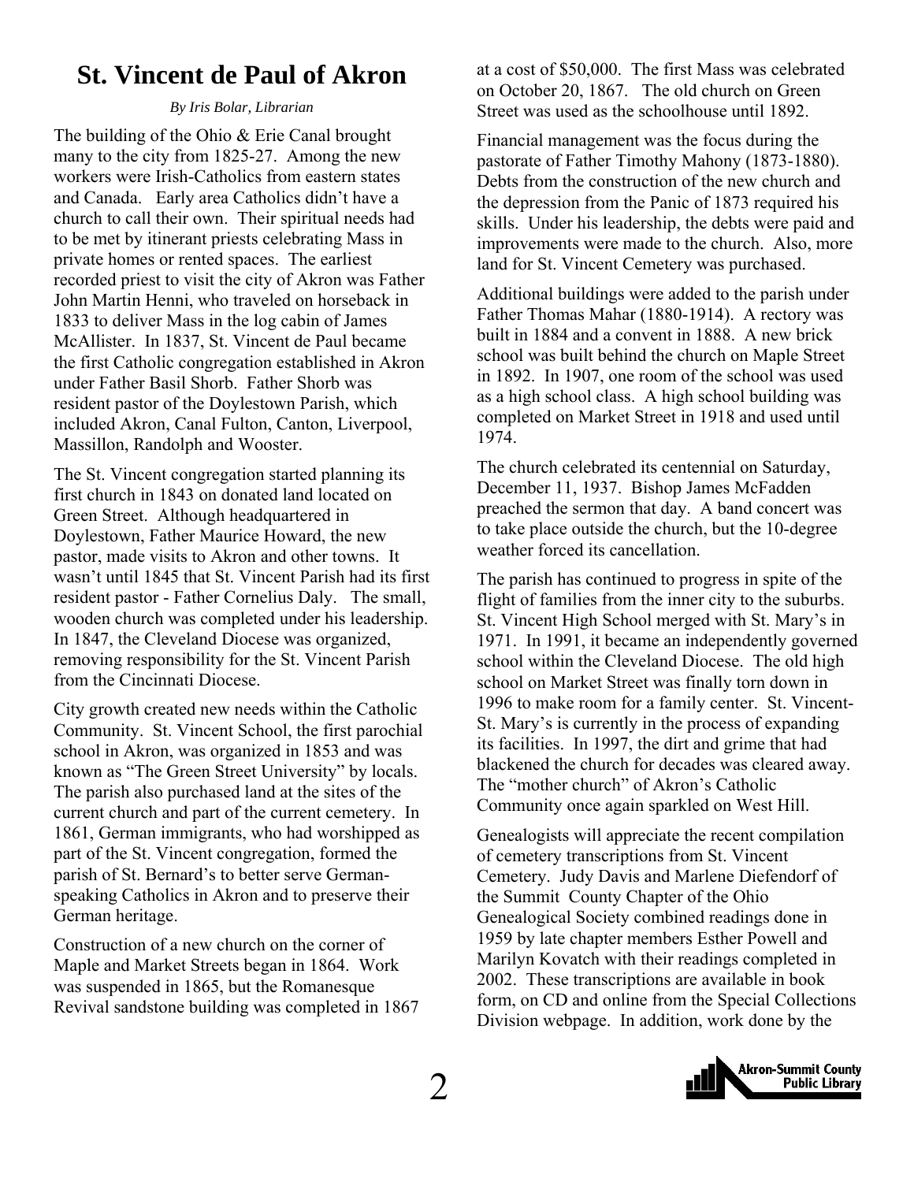# St. Vincent de Paul of Akron

*By Iris Bolar, Librarian*

The building of the Ohio & Erie Canal brought many to the city from 1825-27. Among the new workers were Irish-Catholics from eastern states and Canada. Early area Catholics didn't have a church to call their own. Their spiritual needs had to be met by itinerant priests celebrating Mass in private homes or rented spaces. The earliest recorded priest to visit the city of Akron was Father John Martin Henni, who traveled on horseback in 1833 to deliver Mass in the log cabin of James McAllister. In 1837, St. Vincent de Paul became the first Catholic congregation established in Akron under Father Basil Shorb. Father Shorb was resident pastor of the Doylestown Parish, which included Akron, Canal Fulton, Canton, Liverpool, Massillon, Randolph and Wooster.

The St. Vincent congregation started planning its first church in 1843 on donated land located on Green Street. Although headquartered in Doylestown, Father Maurice Howard, the new pastor, made visits to Akron and other towns. It wasn't until 1845 that St. Vincent Parish had its first resident pastor - Father Cornelius Daly. The small, wooden church was completed under his leadership. In 1847, the Cleveland Diocese was organized, removing responsibility for the St. Vincent Parish from the Cincinnati Diocese.

City growth created new needs within the Catholic Community. St. Vincent School, the first parochial school in Akron, was organized in 1853 and was known as "The Green Street University" by locals. The parish also purchased land at the sites of the current church and part of the current cemetery. In 1861, German immigrants, who had worshipped as part of the St. Vincent congregation, formed the parish of St. Bernard's to better serve German-speaking Catholics in Akron and to preserve their German heritage.

Construction of a new church on the corner of Maple and Market Streets began in 1864. Work was suspended in 1865, but the Romanesque Revival sandstone building was completed in 1867 at a cost of $50,000. The first Mass was celebrated on October 20, 1867. The old church on Green Street was used as the schoolhouse until 1892.

Financial management was the focus during the pastorate of Father Timothy Mahony (1873-1880). Debts from the construction of the new church and the depression from the Panic of 1873 required his skills. Under his leadership, the debts were paid and improvements were made to the church. Also, more land for St. Vincent Cemetery was purchased.

Additional buildings were added to the parish under Father Thomas Mahar (1880-1914). A rectory was built in 1884 and a convent in 1888. A new brick school was built behind the church on Maple Street in 1892. In 1907, one room of the school was used as a high school class. A high school building was completed on Market Street in 1918 and used until 1974.

The church celebrated its centennial on Saturday, December 11, 1937. Bishop James McFadden preached the sermon that day. A band concert was to take place outside the church, but the 10-degree weather forced its cancellation.

The parish has continued to progress in spite of the flight of families from the inner city to the suburbs. St. Vincent High School merged with St. Mary's in 1971. In 1991, it became an independently governed school within the Cleveland Diocese. The old high school on Market Street was finally torn down in 1996 to make room for a family center. St. Vincent-St. Mary's is currently in the process of expanding its facilities. In 1997, the dirt and grime that had blackened the church for decades was cleared away. The "mother church" of Akron's Catholic Community once again sparkled on West Hill.

Genealogists will appreciate the recent compilation of cemetery transcriptions from St. Vincent Cemetery. Judy Davis and Marlene Diefendorf of the Summit County Chapter of the Ohio Genealogical Society combined readings done in 1959 by late chapter members Esther Powell and Marilyn Kovatch with their readings completed in 2002. These transcriptions are available in book form, on CD and online from the Special Collections Division webpage. In addition, work done by the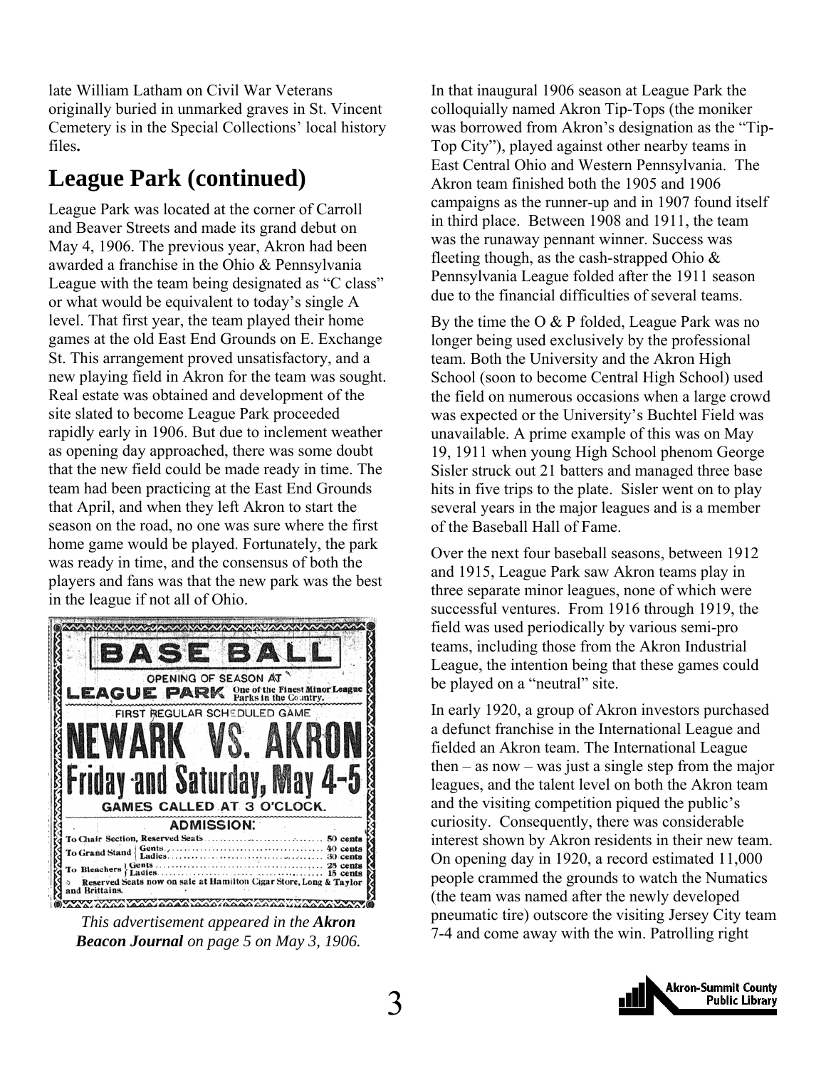late William Latham on Civil War Veterans originally buried in unmarked graves in St. Vincent Cemetery is in the Special Collections' local history files**.**

## League Park (continued)

League Park was located at the corner of Carroll and Beaver Streets and made its grand debut on May 4, 1906. The previous year, Akron had been awarded a franchise in the Ohio & Pennsylvania League with the team being designated as "C class" or what would be equivalent to today's single A level. That first year, the team played their home games at the old East End Grounds on E. Exchange St. This arrangement proved unsatisfactory, and a new playing field in Akron for the team was sought. Real estate was obtained and development of the site slated to become League Park proceeded rapidly early in 1906. But due to inclement weather as opening day approached, there was some doubt that the new field could be made ready in time. The team had been practicing at the East End Grounds that April, and when they left Akron to start the season on the road, no one was sure where the first home game would be played. Fortunately, the park was ready in time, and the consensus of both the players and fans was that the new park was the best in the league if not all of Ohio.

BASE BALL

OPENING OF SEASON AT LEAGUE PARK One of the Finest Minor League Parks in the Country.

FIRST REGULAR SCHEDULED GAME

NEWARK VS. AKRON

Friday and Saturday, May 4-5

GAMES CALLED AT 3 O'CLOCK.

ADMISSION:

To Chair Section, Reserved Seats ..... 50 cents
To Grand Stand { Gents ..... 40 cents; Ladies ..... 30 cents
To Bleachers { Gents ..... 25 cents; Ladies ..... 15 cents
Reserved Seats now on sale at Hamilton Cigar Store, Long & Taylor and Brittains.

*This advertisement appeared in the* ***Akron Beacon Journal*** *on page 5 on May 3, 1906.*

In that inaugural 1906 season at League Park the colloquially named Akron Tip-Tops (the moniker was borrowed from Akron's designation as the "Tip-Top City"), played against other nearby teams in East Central Ohio and Western Pennsylvania. The Akron team finished both the 1905 and 1906 campaigns as the runner-up and in 1907 found itself in third place. Between 1908 and 1911, the team was the runaway pennant winner. Success was fleeting though, as the cash-strapped Ohio & Pennsylvania League folded after the 1911 season due to the financial difficulties of several teams.

By the time the O & P folded, League Park was no longer being used exclusively by the professional team. Both the University and the Akron High School (soon to become Central High School) used the field on numerous occasions when a large crowd was expected or the University's Buchtel Field was unavailable. A prime example of this was on May 19, 1911 when young High School phenom George Sisler struck out 21 batters and managed three base hits in five trips to the plate. Sisler went on to play several years in the major leagues and is a member of the Baseball Hall of Fame.

Over the next four baseball seasons, between 1912 and 1915, League Park saw Akron teams play in three separate minor leagues, none of which were successful ventures. From 1916 through 1919, the field was used periodically by various semi-pro teams, including those from the Akron Industrial League, the intention being that these games could be played on a "neutral" site.

In early 1920, a group of Akron investors purchased a defunct franchise in the International League and fielded an Akron team. The International League then – as now – was just a single step from the major leagues, and the talent level on both the Akron team and the visiting competition piqued the public's curiosity. Consequently, there was considerable interest shown by Akron residents in their new team. On opening day in 1920, a record estimated 11,000 people crammed the grounds to watch the Numatics (the team was named after the newly developed pneumatic tire) outscore the visiting Jersey City team 7-4 and come away with the win. Patrolling right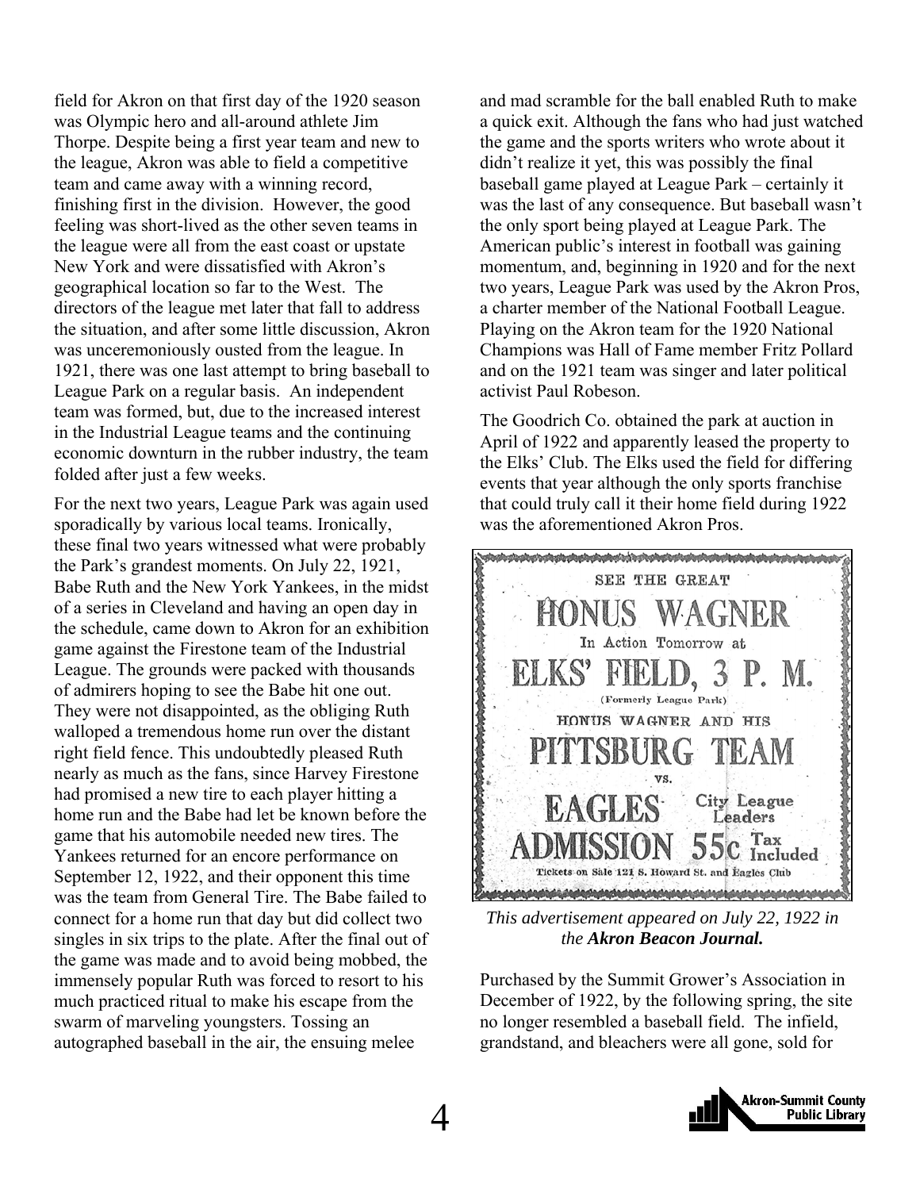field for Akron on that first day of the 1920 season was Olympic hero and all-around athlete Jim Thorpe. Despite being a first year team and new to the league, Akron was able to field a competitive team and came away with a winning record, finishing first in the division. However, the good feeling was short-lived as the other seven teams in the league were all from the east coast or upstate New York and were dissatisfied with Akron's geographical location so far to the West. The directors of the league met later that fall to address the situation, and after some little discussion, Akron was unceremoniously ousted from the league. In 1921, there was one last attempt to bring baseball to League Park on a regular basis. An independent team was formed, but, due to the increased interest in the Industrial League teams and the continuing economic downturn in the rubber industry, the team folded after just a few weeks.

For the next two years, League Park was again used sporadically by various local teams. Ironically, these final two years witnessed what were probably the Park's grandest moments. On July 22, 1921, Babe Ruth and the New York Yankees, in the midst of a series in Cleveland and having an open day in the schedule, came down to Akron for an exhibition game against the Firestone team of the Industrial League. The grounds were packed with thousands of admirers hoping to see the Babe hit one out. They were not disappointed, as the obliging Ruth walloped a tremendous home run over the distant right field fence. This undoubtedly pleased Ruth nearly as much as the fans, since Harvey Firestone had promised a new tire to each player hitting a home run and the Babe had let be known before the game that his automobile needed new tires. The Yankees returned for an encore performance on September 12, 1922, and their opponent this time was the team from General Tire. The Babe failed to connect for a home run that day but did collect two singles in six trips to the plate. After the final out of the game was made and to avoid being mobbed, the immensely popular Ruth was forced to resort to his much practiced ritual to make his escape from the swarm of marveling youngsters. Tossing an autographed baseball in the air, the ensuing melee and mad scramble for the ball enabled Ruth to make a quick exit. Although the fans who had just watched the game and the sports writers who wrote about it didn't realize it yet, this was possibly the final baseball game played at League Park – certainly it was the last of any consequence. But baseball wasn't the only sport being played at League Park. The American public's interest in football was gaining momentum, and, beginning in 1920 and for the next two years, League Park was used by the Akron Pros, a charter member of the National Football League. Playing on the Akron team for the 1920 National Champions was Hall of Fame member Fritz Pollard and on the 1921 team was singer and later political activist Paul Robeson.

The Goodrich Co. obtained the park at auction in April of 1922 and apparently leased the property to the Elks' Club. The Elks used the field for differing events that year although the only sports franchise that could truly call it their home field during 1922 was the aforementioned Akron Pros.

SEE THE GREAT
HONUS WAGNER
In Action Tomorrow at
ELKS' FIELD, 3 P. M.
(Formerly League Park)
HONUS WAGNER AND HIS
PITTSBURG TEAM
VS.
EAGLES City League Leaders
ADMISSION 55c Tax Included
Tickets on Sale 121 S. Howard St. and Eagles Club

*This advertisement appeared on July 22, 1922 in the* ***Akron Beacon Journal.***

Purchased by the Summit Grower's Association in December of 1922, by the following spring, the site no longer resembled a baseball field. The infield, grandstand, and bleachers were all gone, sold for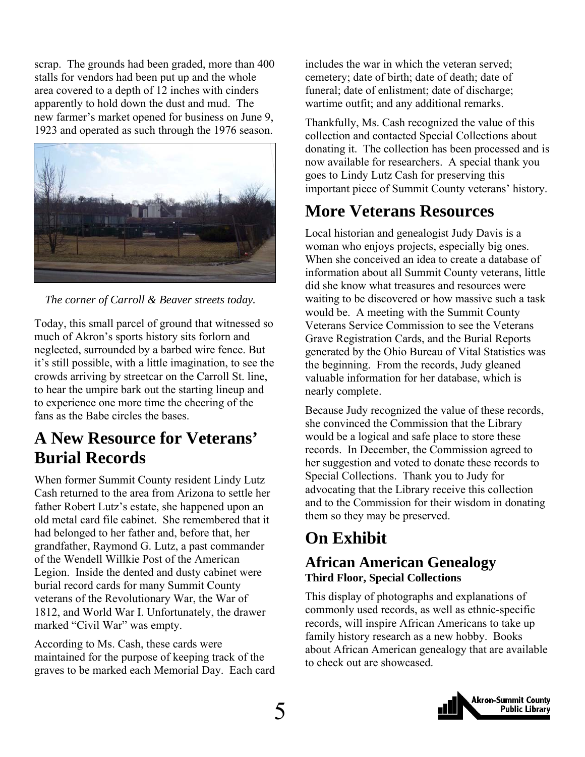scrap. The grounds had been graded, more than 400 stalls for vendors had been put up and the whole area covered to a depth of 12 inches with cinders apparently to hold down the dust and mud. The new farmer's market opened for business on June 9, 1923 and operated as such through the 1976 season.

*The corner of Carroll & Beaver streets today.*

Today, this small parcel of ground that witnessed so much of Akron's sports history sits forlorn and neglected, surrounded by a barbed wire fence. But it's still possible, with a little imagination, to see the crowds arriving by streetcar on the Carroll St. line, to hear the umpire bark out the starting lineup and to experience one more time the cheering of the fans as the Babe circles the bases.

## A New Resource for Veterans' Burial Records

When former Summit County resident Lindy Lutz Cash returned to the area from Arizona to settle her father Robert Lutz's estate, she happened upon an old metal card file cabinet. She remembered that it had belonged to her father and, before that, her grandfather, Raymond G. Lutz, a past commander of the Wendell Willkie Post of the American Legion. Inside the dented and dusty cabinet were burial record cards for many Summit County veterans of the Revolutionary War, the War of 1812, and World War I. Unfortunately, the drawer marked "Civil War" was empty.

According to Ms. Cash, these cards were maintained for the purpose of keeping track of the graves to be marked each Memorial Day. Each card includes the war in which the veteran served; cemetery; date of birth; date of death; date of funeral; date of enlistment; date of discharge; wartime outfit; and any additional remarks.

Thankfully, Ms. Cash recognized the value of this collection and contacted Special Collections about donating it. The collection has been processed and is now available for researchers. A special thank you goes to Lindy Lutz Cash for preserving this important piece of Summit County veterans' history.

## More Veterans Resources

Local historian and genealogist Judy Davis is a woman who enjoys projects, especially big ones. When she conceived an idea to create a database of information about all Summit County veterans, little did she know what treasures and resources were waiting to be discovered or how massive such a task would be. A meeting with the Summit County Veterans Service Commission to see the Veterans Grave Registration Cards, and the Burial Reports generated by the Ohio Bureau of Vital Statistics was the beginning. From the records, Judy gleaned valuable information for her database, which is nearly complete.

Because Judy recognized the value of these records, she convinced the Commission that the Library would be a logical and safe place to store these records. In December, the Commission agreed to her suggestion and voted to donate these records to Special Collections. Thank you to Judy for advocating that the Library receive this collection and to the Commission for their wisdom in donating them so they may be preserved.

## On Exhibit

### African American Genealogy

**Third Floor, Special Collections**

This display of photographs and explanations of commonly used records, as well as ethnic-specific records, will inspire African Americans to take up family history research as a new hobby. Books about African American genealogy that are available to check out are showcased.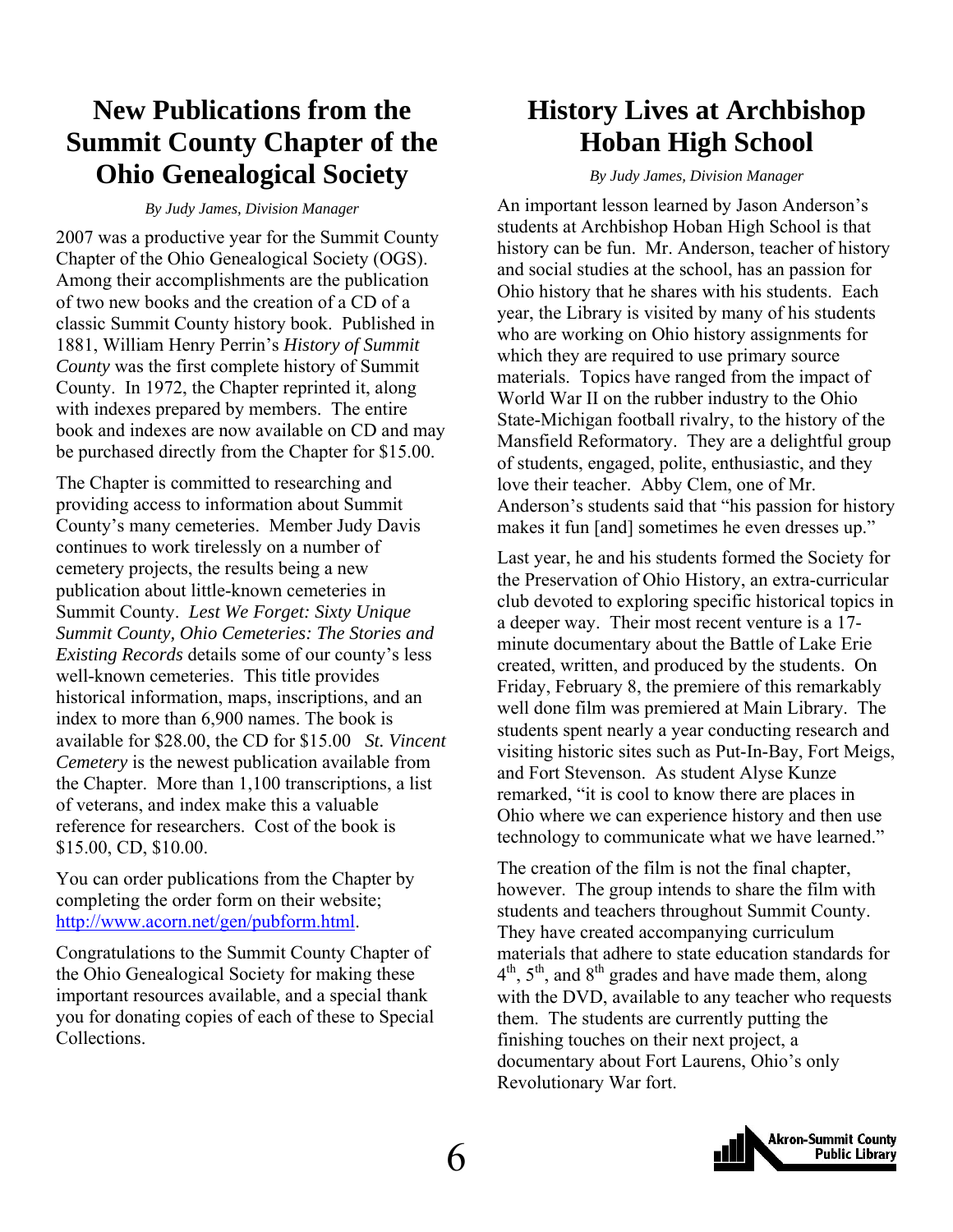# New Publications from the Summit County Chapter of the Ohio Genealogical Society

*By Judy James, Division Manager*

2007 was a productive year for the Summit County Chapter of the Ohio Genealogical Society (OGS). Among their accomplishments are the publication of two new books and the creation of a CD of a classic Summit County history book. Published in 1881, William Henry Perrin's *History of Summit County* was the first complete history of Summit County. In 1972, the Chapter reprinted it, along with indexes prepared by members. The entire book and indexes are now available on CD and may be purchased directly from the Chapter for $15.00.

The Chapter is committed to researching and providing access to information about Summit County's many cemeteries. Member Judy Davis continues to work tirelessly on a number of cemetery projects, the results being a new publication about little-known cemeteries in Summit County. *Lest We Forget: Sixty Unique Summit County, Ohio Cemeteries: The Stories and Existing Records* details some of our county's less well-known cemeteries. This title provides historical information, maps, inscriptions, and an index to more than 6,900 names. The book is available for $28.00, the CD for $15.00 *St. Vincent Cemetery* is the newest publication available from the Chapter. More than 1,100 transcriptions, a list of veterans, and index make this a valuable reference for researchers. Cost of the book is $15.00, CD, $10.00.

You can order publications from the Chapter by completing the order form on their website; http://www.acorn.net/gen/pubform.html.

Congratulations to the Summit County Chapter of the Ohio Genealogical Society for making these important resources available, and a special thank you for donating copies of each of these to Special Collections.

# History Lives at Archbishop Hoban High School

*By Judy James, Division Manager*

An important lesson learned by Jason Anderson's students at Archbishop Hoban High School is that history can be fun. Mr. Anderson, teacher of history and social studies at the school, has an passion for Ohio history that he shares with his students. Each year, the Library is visited by many of his students who are working on Ohio history assignments for which they are required to use primary source materials. Topics have ranged from the impact of World War II on the rubber industry to the Ohio State-Michigan football rivalry, to the history of the Mansfield Reformatory. They are a delightful group of students, engaged, polite, enthusiastic, and they love their teacher. Abby Clem, one of Mr. Anderson's students said that "his passion for history makes it fun [and] sometimes he even dresses up."

Last year, he and his students formed the Society for the Preservation of Ohio History, an extra-curricular club devoted to exploring specific historical topics in a deeper way. Their most recent venture is a 17-minute documentary about the Battle of Lake Erie created, written, and produced by the students. On Friday, February 8, the premiere of this remarkably well done film was premiered at Main Library. The students spent nearly a year conducting research and visiting historic sites such as Put-In-Bay, Fort Meigs, and Fort Stevenson. As student Alyse Kunze remarked, "it is cool to know there are places in Ohio where we can experience history and then use technology to communicate what we have learned."

The creation of the film is not the final chapter, however. The group intends to share the film with students and teachers throughout Summit County. They have created accompanying curriculum materials that adhere to state education standards for 4th, 5th, and 8th grades and have made them, along with the DVD, available to any teacher who requests them. The students are currently putting the finishing touches on their next project, a documentary about Fort Laurens, Ohio's only Revolutionary War fort.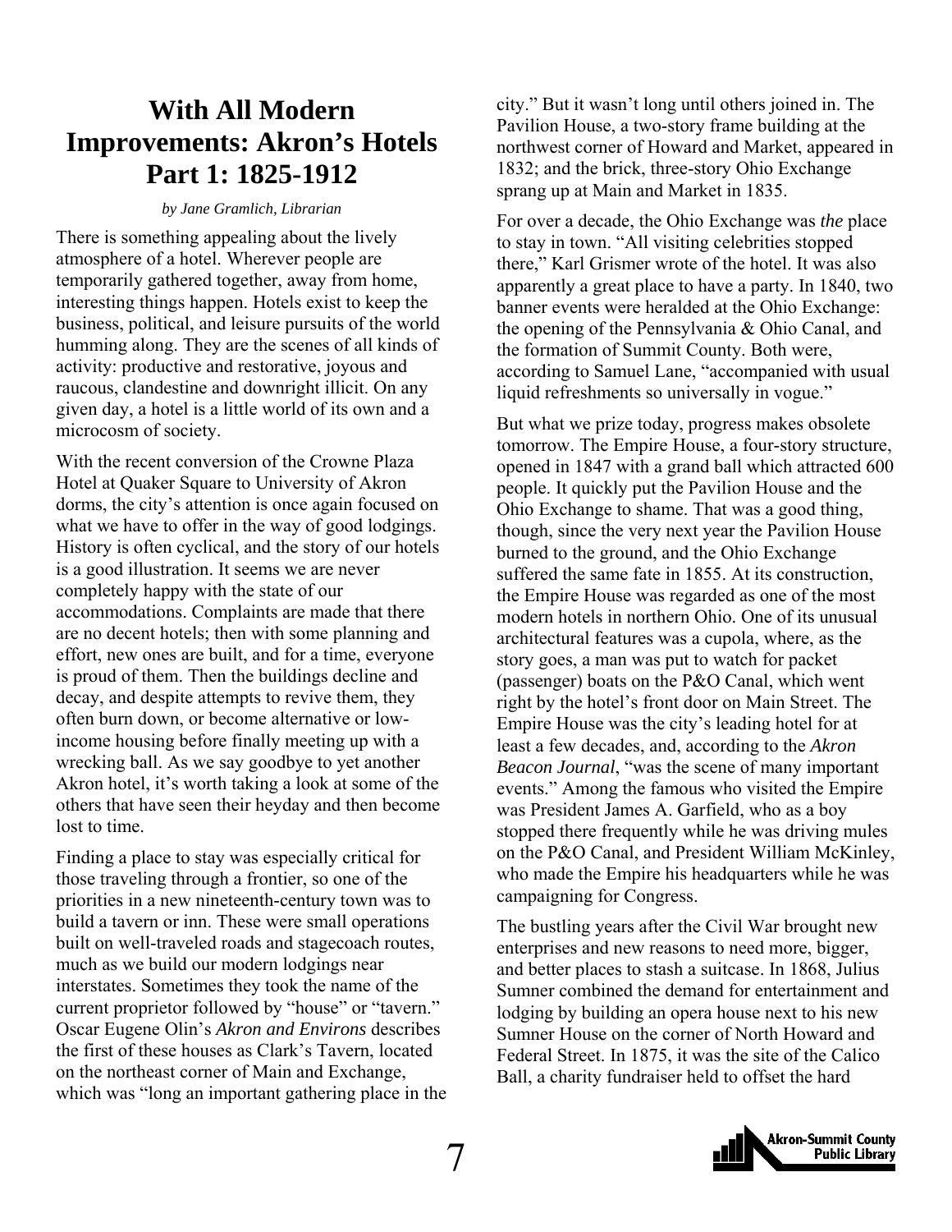# With All Modern Improvements: Akron's Hotels Part 1: 1825-1912

*by Jane Gramlich, Librarian*

There is something appealing about the lively atmosphere of a hotel. Wherever people are temporarily gathered together, away from home, interesting things happen. Hotels exist to keep the business, political, and leisure pursuits of the world humming along. They are the scenes of all kinds of activity: productive and restorative, joyous and raucous, clandestine and downright illicit. On any given day, a hotel is a little world of its own and a microcosm of society.

With the recent conversion of the Crowne Plaza Hotel at Quaker Square to University of Akron dorms, the city's attention is once again focused on what we have to offer in the way of good lodgings. History is often cyclical, and the story of our hotels is a good illustration. It seems we are never completely happy with the state of our accommodations. Complaints are made that there are no decent hotels; then with some planning and effort, new ones are built, and for a time, everyone is proud of them. Then the buildings decline and decay, and despite attempts to revive them, they often burn down, or become alternative or low-income housing before finally meeting up with a wrecking ball. As we say goodbye to yet another Akron hotel, it's worth taking a look at some of the others that have seen their heyday and then become lost to time.

Finding a place to stay was especially critical for those traveling through a frontier, so one of the priorities in a new nineteenth-century town was to build a tavern or inn. These were small operations built on well-traveled roads and stagecoach routes, much as we build our modern lodgings near interstates. Sometimes they took the name of the current proprietor followed by "house" or "tavern." Oscar Eugene Olin's *Akron and Environs* describes the first of these houses as Clark's Tavern, located on the northeast corner of Main and Exchange, which was "long an important gathering place in the city." But it wasn't long until others joined in. The Pavilion House, a two-story frame building at the northwest corner of Howard and Market, appeared in 1832; and the brick, three-story Ohio Exchange sprang up at Main and Market in 1835.

For over a decade, the Ohio Exchange was *the* place to stay in town. "All visiting celebrities stopped there," Karl Grismer wrote of the hotel. It was also apparently a great place to have a party. In 1840, two banner events were heralded at the Ohio Exchange: the opening of the Pennsylvania & Ohio Canal, and the formation of Summit County. Both were, according to Samuel Lane, "accompanied with usual liquid refreshments so universally in vogue."

But what we prize today, progress makes obsolete tomorrow. The Empire House, a four-story structure, opened in 1847 with a grand ball which attracted 600 people. It quickly put the Pavilion House and the Ohio Exchange to shame. That was a good thing, though, since the very next year the Pavilion House burned to the ground, and the Ohio Exchange suffered the same fate in 1855. At its construction, the Empire House was regarded as one of the most modern hotels in northern Ohio. One of its unusual architectural features was a cupola, where, as the story goes, a man was put to watch for packet (passenger) boats on the P&O Canal, which went right by the hotel's front door on Main Street. The Empire House was the city's leading hotel for at least a few decades, and, according to the *Akron Beacon Journal*, "was the scene of many important events." Among the famous who visited the Empire was President James A. Garfield, who as a boy stopped there frequently while he was driving mules on the P&O Canal, and President William McKinley, who made the Empire his headquarters while he was campaigning for Congress.

The bustling years after the Civil War brought new enterprises and new reasons to need more, bigger, and better places to stash a suitcase. In 1868, Julius Sumner combined the demand for entertainment and lodging by building an opera house next to his new Sumner House on the corner of North Howard and Federal Street. In 1875, it was the site of the Calico Ball, a charity fundraiser held to offset the hard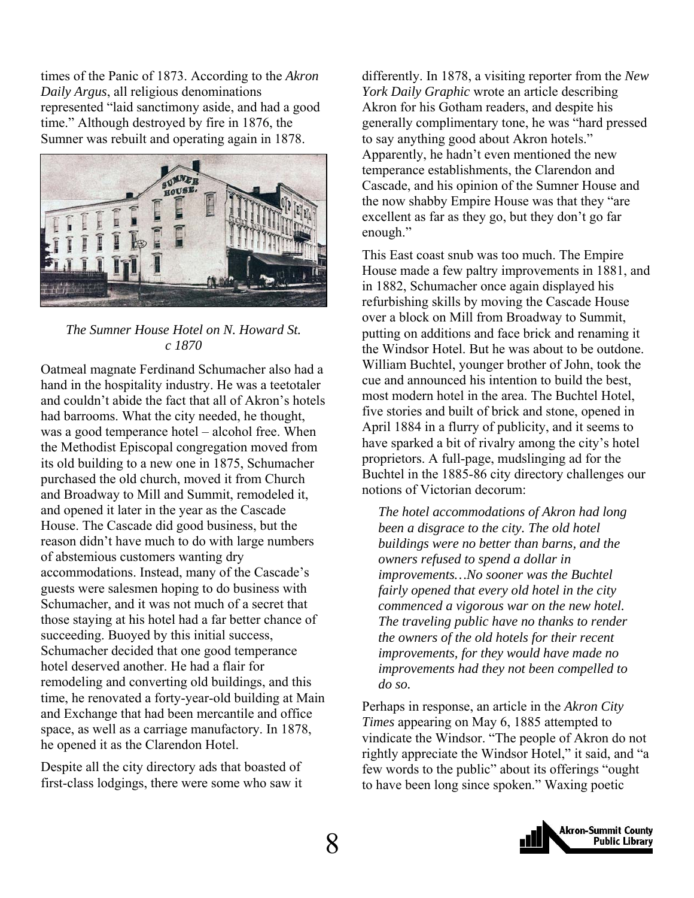times of the Panic of 1873. According to the *Akron Daily Argus*, all religious denominations represented "laid sanctimony aside, and had a good time." Although destroyed by fire in 1876, the Sumner was rebuilt and operating again in 1878.

*The Sumner House Hotel on N. Howard St. c 1870*

Oatmeal magnate Ferdinand Schumacher also had a hand in the hospitality industry. He was a teetotaler and couldn't abide the fact that all of Akron's hotels had barrooms. What the city needed, he thought, was a good temperance hotel – alcohol free. When the Methodist Episcopal congregation moved from its old building to a new one in 1875, Schumacher purchased the old church, moved it from Church and Broadway to Mill and Summit, remodeled it, and opened it later in the year as the Cascade House. The Cascade did good business, but the reason didn't have much to do with large numbers of abstemious customers wanting dry accommodations. Instead, many of the Cascade's guests were salesmen hoping to do business with Schumacher, and it was not much of a secret that those staying at his hotel had a far better chance of succeeding. Buoyed by this initial success, Schumacher decided that one good temperance hotel deserved another. He had a flair for remodeling and converting old buildings, and this time, he renovated a forty-year-old building at Main and Exchange that had been mercantile and office space, as well as a carriage manufactory. In 1878, he opened it as the Clarendon Hotel.

Despite all the city directory ads that boasted of first-class lodgings, there were some who saw it differently. In 1878, a visiting reporter from the *New York Daily Graphic* wrote an article describing Akron for his Gotham readers, and despite his generally complimentary tone, he was "hard pressed to say anything good about Akron hotels." Apparently, he hadn't even mentioned the new temperance establishments, the Clarendon and Cascade, and his opinion of the Sumner House and the now shabby Empire House was that they "are excellent as far as they go, but they don't go far enough."

This East coast snub was too much. The Empire House made a few paltry improvements in 1881, and in 1882, Schumacher once again displayed his refurbishing skills by moving the Cascade House over a block on Mill from Broadway to Summit, putting on additions and face brick and renaming it the Windsor Hotel. But he was about to be outdone. William Buchtel, younger brother of John, took the cue and announced his intention to build the best, most modern hotel in the area. The Buchtel Hotel, five stories and built of brick and stone, opened in April 1884 in a flurry of publicity, and it seems to have sparked a bit of rivalry among the city's hotel proprietors. A full-page, mudslinging ad for the Buchtel in the 1885-86 city directory challenges our notions of Victorian decorum:

> *The hotel accommodations of Akron had long been a disgrace to the city. The old hotel buildings were no better than barns, and the owners refused to spend a dollar in improvements…No sooner was the Buchtel fairly opened that every old hotel in the city commenced a vigorous war on the new hotel. The traveling public have no thanks to render the owners of the old hotels for their recent improvements, for they would have made no improvements had they not been compelled to do so.*

Perhaps in response, an article in the *Akron City Times* appearing on May 6, 1885 attempted to vindicate the Windsor. "The people of Akron do not rightly appreciate the Windsor Hotel," it said, and "a few words to the public" about its offerings "ought to have been long since spoken." Waxing poetic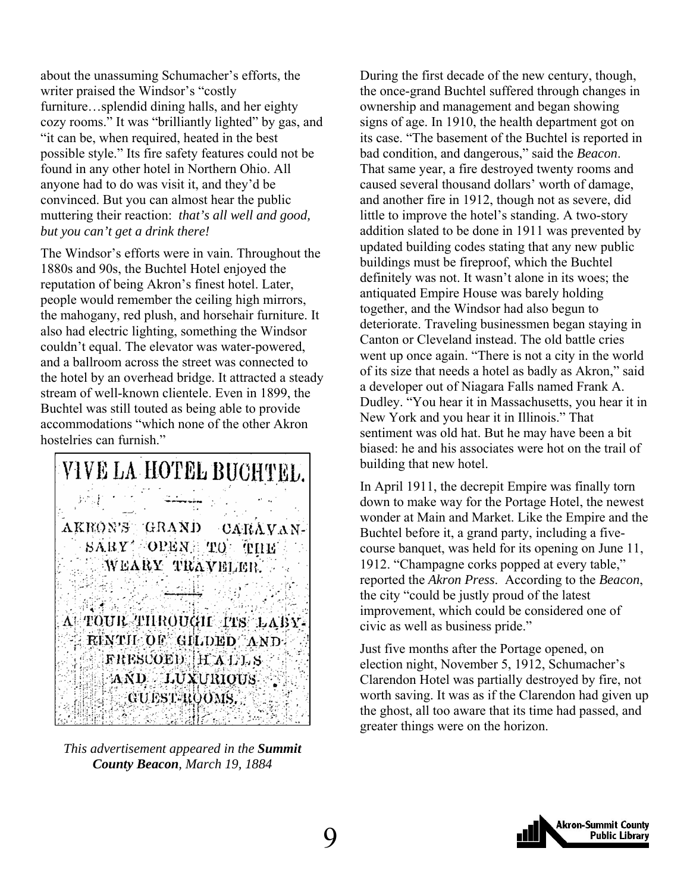about the unassuming Schumacher's efforts, the writer praised the Windsor's "costly furniture…splendid dining halls, and her eighty cozy rooms." It was "brilliantly lighted" by gas, and "it can be, when required, heated in the best possible style." Its fire safety features could not be found in any other hotel in Northern Ohio. All anyone had to do was visit it, and they'd be convinced. But you can almost hear the public muttering their reaction: *that's all well and good, but you can't get a drink there!*

The Windsor's efforts were in vain. Throughout the 1880s and 90s, the Buchtel Hotel enjoyed the reputation of being Akron's finest hotel. Later, people would remember the ceiling high mirrors, the mahogany, red plush, and horsehair furniture. It also had electric lighting, something the Windsor couldn't equal. The elevator was water-powered, and a ballroom across the street was connected to the hotel by an overhead bridge. It attracted a steady stream of well-known clientele. Even in 1899, the Buchtel was still touted as being able to provide accommodations "which none of the other Akron hostelries can furnish."

VIVE LA HOTEL BUCHTEL.

AKRON'S GRAND CARAVANSARY OPEN TO THE WEARY TRAVELER.

A TOUR THROUGH ITS LABYRINTH OF GILDED AND FRESCOED HALLS AND LUXURIOUS GUEST-ROOMS.

*This advertisement appeared in the* ***Summit County Beacon****, March 19, 1884*

During the first decade of the new century, though, the once-grand Buchtel suffered through changes in ownership and management and began showing signs of age. In 1910, the health department got on its case. "The basement of the Buchtel is reported in bad condition, and dangerous," said the *Beacon*. That same year, a fire destroyed twenty rooms and caused several thousand dollars' worth of damage, and another fire in 1912, though not as severe, did little to improve the hotel's standing. A two-story addition slated to be done in 1911 was prevented by updated building codes stating that any new public buildings must be fireproof, which the Buchtel definitely was not. It wasn't alone in its woes; the antiquated Empire House was barely holding together, and the Windsor had also begun to deteriorate. Traveling businessmen began staying in Canton or Cleveland instead. The old battle cries went up once again. "There is not a city in the world of its size that needs a hotel as badly as Akron," said a developer out of Niagara Falls named Frank A. Dudley. "You hear it in Massachusetts, you hear it in New York and you hear it in Illinois." That sentiment was old hat. But he may have been a bit biased: he and his associates were hot on the trail of building that new hotel.

In April 1911, the decrepit Empire was finally torn down to make way for the Portage Hotel, the newest wonder at Main and Market. Like the Empire and the Buchtel before it, a grand party, including a five-course banquet, was held for its opening on June 11, 1912. "Champagne corks popped at every table," reported the *Akron Press*. According to the *Beacon*, the city "could be justly proud of the latest improvement, which could be considered one of civic as well as business pride."

Just five months after the Portage opened, on election night, November 5, 1912, Schumacher's Clarendon Hotel was partially destroyed by fire, not worth saving. It was as if the Clarendon had given up the ghost, all too aware that its time had passed, and greater things were on the horizon.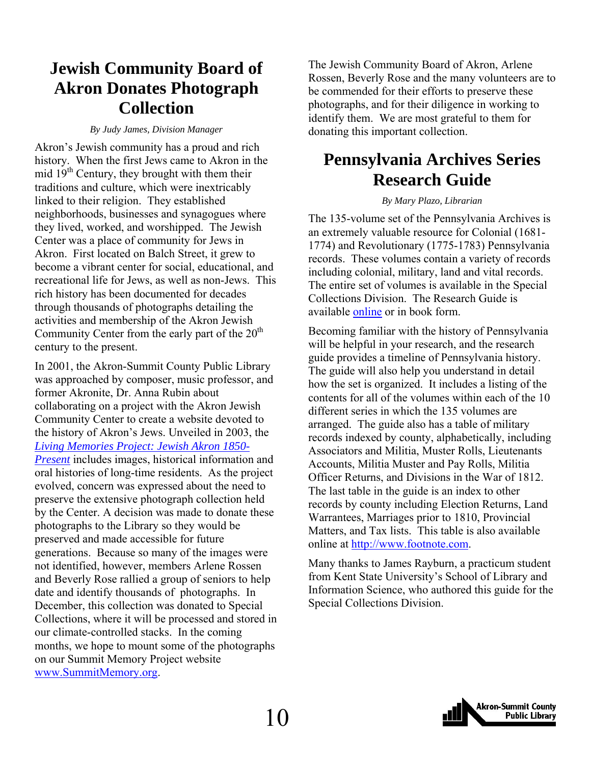# Jewish Community Board of Akron Donates Photograph Collection

*By Judy James, Division Manager*

Akron's Jewish community has a proud and rich history. When the first Jews came to Akron in the mid 19th Century, they brought with them their traditions and culture, which were inextricably linked to their religion. They established neighborhoods, businesses and synagogues where they lived, worked, and worshipped. The Jewish Center was a place of community for Jews in Akron. First located on Balch Street, it grew to become a vibrant center for social, educational, and recreational life for Jews, as well as non-Jews. This rich history has been documented for decades through thousands of photographs detailing the activities and membership of the Akron Jewish Community Center from the early part of the 20th century to the present.

In 2001, the Akron-Summit County Public Library was approached by composer, music professor, and former Akronite, Dr. Anna Rubin about collaborating on a project with the Akron Jewish Community Center to create a website devoted to the history of Akron's Jews. Unveiled in 2003, the *Living Memories Project: Jewish Akron 1850-Present* includes images, historical information and oral histories of long-time residents. As the project evolved, concern was expressed about the need to preserve the extensive photograph collection held by the Center. A decision was made to donate these photographs to the Library so they would be preserved and made accessible for future generations. Because so many of the images were not identified, however, members Arlene Rossen and Beverly Rose rallied a group of seniors to help date and identify thousands of photographs. In December, this collection was donated to Special Collections, where it will be processed and stored in our climate-controlled stacks. In the coming months, we hope to mount some of the photographs on our Summit Memory Project website www.SummitMemory.org.

The Jewish Community Board of Akron, Arlene Rossen, Beverly Rose and the many volunteers are to be commended for their efforts to preserve these photographs, and for their diligence in working to identify them. We are most grateful to them for donating this important collection.

# Pennsylvania Archives Series Research Guide

*By Mary Plazo, Librarian*

The 135-volume set of the Pennsylvania Archives is an extremely valuable resource for Colonial (1681-1774) and Revolutionary (1775-1783) Pennsylvania records. These volumes contain a variety of records including colonial, military, land and vital records. The entire set of volumes is available in the Special Collections Division. The Research Guide is available online or in book form.

Becoming familiar with the history of Pennsylvania will be helpful in your research, and the research guide provides a timeline of Pennsylvania history. The guide will also help you understand in detail how the set is organized. It includes a listing of the contents for all of the volumes within each of the 10 different series in which the 135 volumes are arranged. The guide also has a table of military records indexed by county, alphabetically, including Associators and Militia, Muster Rolls, Lieutenants Accounts, Militia Muster and Pay Rolls, Militia Officer Returns, and Divisions in the War of 1812. The last table in the guide is an index to other records by county including Election Returns, Land Warrantees, Marriages prior to 1810, Provincial Matters, and Tax lists. This table is also available online at http://www.footnote.com.

Many thanks to James Rayburn, a practicum student from Kent State University's School of Library and Information Science, who authored this guide for the Special Collections Division.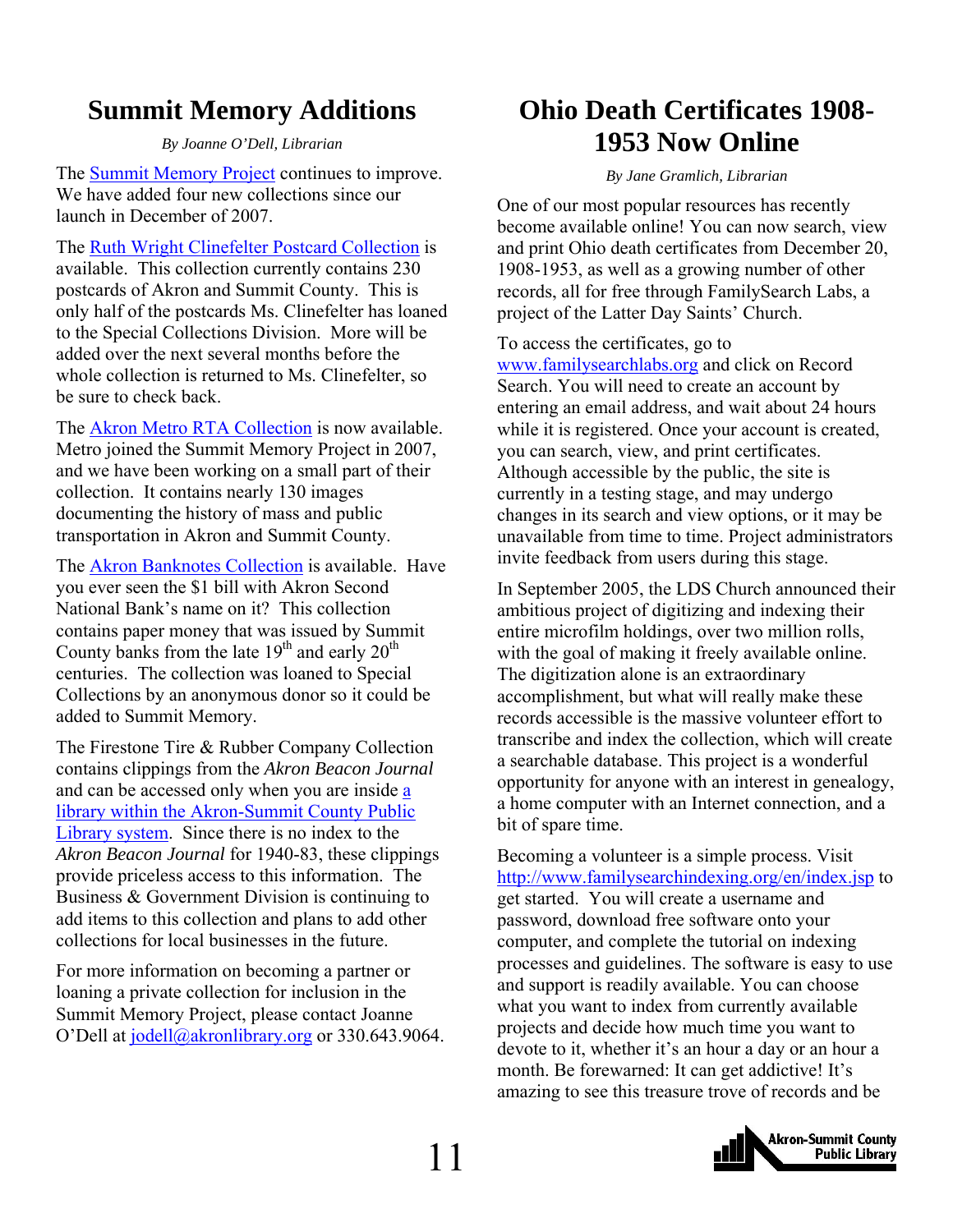# Summit Memory Additions

*By Joanne O'Dell, Librarian*

The Summit Memory Project continues to improve. We have added four new collections since our launch in December of 2007.

The Ruth Wright Clinefelter Postcard Collection is available. This collection currently contains 230 postcards of Akron and Summit County. This is only half of the postcards Ms. Clinefelter has loaned to the Special Collections Division. More will be added over the next several months before the whole collection is returned to Ms. Clinefelter, so be sure to check back.

The Akron Metro RTA Collection is now available. Metro joined the Summit Memory Project in 2007, and we have been working on a small part of their collection. It contains nearly 130 images documenting the history of mass and public transportation in Akron and Summit County.

The Akron Banknotes Collection is available. Have you ever seen the $1 bill with Akron Second National Bank's name on it? This collection contains paper money that was issued by Summit County banks from the late 19th and early 20th centuries. The collection was loaned to Special Collections by an anonymous donor so it could be added to Summit Memory.

The Firestone Tire & Rubber Company Collection contains clippings from the *Akron Beacon Journal* and can be accessed only when you are inside a library within the Akron-Summit County Public Library system. Since there is no index to the *Akron Beacon Journal* for 1940-83, these clippings provide priceless access to this information. The Business & Government Division is continuing to add items to this collection and plans to add other collections for local businesses in the future.

For more information on becoming a partner or loaning a private collection for inclusion in the Summit Memory Project, please contact Joanne O'Dell at jodell@akronlibrary.org or 330.643.9064.

# Ohio Death Certificates 1908-1953 Now Online

*By Jane Gramlich, Librarian*

One of our most popular resources has recently become available online! You can now search, view and print Ohio death certificates from December 20, 1908-1953, as well as a growing number of other records, all for free through FamilySearch Labs, a project of the Latter Day Saints' Church.

To access the certificates, go to www.familysearchlabs.org and click on Record Search. You will need to create an account by entering an email address, and wait about 24 hours while it is registered. Once your account is created, you can search, view, and print certificates. Although accessible by the public, the site is currently in a testing stage, and may undergo changes in its search and view options, or it may be unavailable from time to time. Project administrators invite feedback from users during this stage.

In September 2005, the LDS Church announced their ambitious project of digitizing and indexing their entire microfilm holdings, over two million rolls, with the goal of making it freely available online. The digitization alone is an extraordinary accomplishment, but what will really make these records accessible is the massive volunteer effort to transcribe and index the collection, which will create a searchable database. This project is a wonderful opportunity for anyone with an interest in genealogy, a home computer with an Internet connection, and a bit of spare time.

Becoming a volunteer is a simple process. Visit http://www.familysearchindexing.org/en/index.jsp to get started. You will create a username and password, download free software onto your computer, and complete the tutorial on indexing processes and guidelines. The software is easy to use and support is readily available. You can choose what you want to index from currently available projects and decide how much time you want to devote to it, whether it's an hour a day or an hour a month. Be forewarned: It can get addictive! It's amazing to see this treasure trove of records and be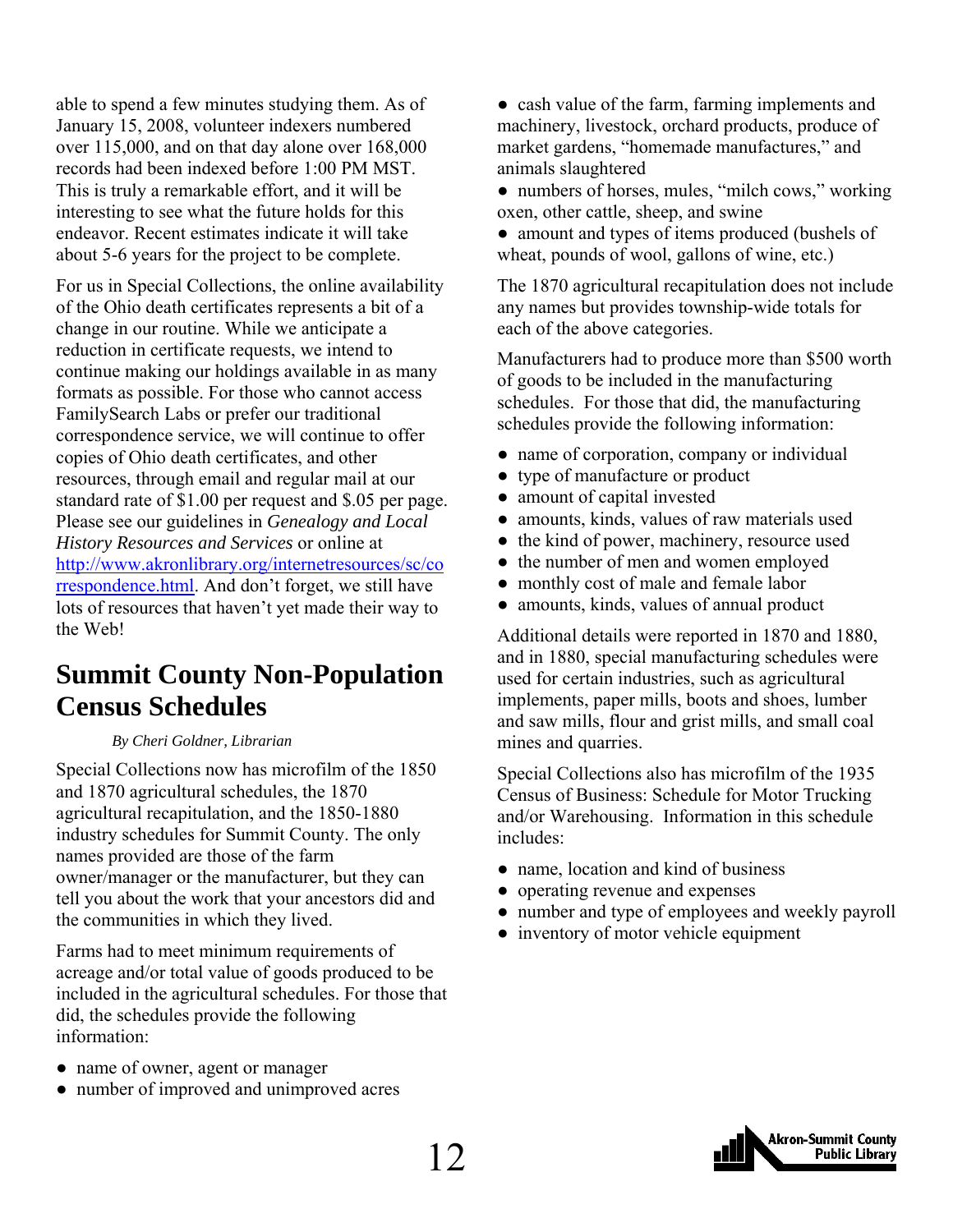able to spend a few minutes studying them. As of January 15, 2008, volunteer indexers numbered over 115,000, and on that day alone over 168,000 records had been indexed before 1:00 PM MST. This is truly a remarkable effort, and it will be interesting to see what the future holds for this endeavor. Recent estimates indicate it will take about 5-6 years for the project to be complete.

For us in Special Collections, the online availability of the Ohio death certificates represents a bit of a change in our routine. While we anticipate a reduction in certificate requests, we intend to continue making our holdings available in as many formats as possible. For those who cannot access FamilySearch Labs or prefer our traditional correspondence service, we will continue to offer copies of Ohio death certificates, and other resources, through email and regular mail at our standard rate of $1.00 per request and $.05 per page. Please see our guidelines in *Genealogy and Local History Resources and Services* or online at [http://www.akronlibrary.org/internetresources/sc/correspondence.html](http://www.akronlibrary.org/internetresources/sc/correspondence.html). And don't forget, we still have lots of resources that haven't yet made their way to the Web!

## Summit County Non-Population Census Schedules

*By Cheri Goldner, Librarian*

Special Collections now has microfilm of the 1850 and 1870 agricultural schedules, the 1870 agricultural recapitulation, and the 1850-1880 industry schedules for Summit County. The only names provided are those of the farm owner/manager or the manufacturer, but they can tell you about the work that your ancestors did and the communities in which they lived.

Farms had to meet minimum requirements of acreage and/or total value of goods produced to be included in the agricultural schedules. For those that did, the schedules provide the following information:

- name of owner, agent or manager
- number of improved and unimproved acres
- cash value of the farm, farming implements and machinery, livestock, orchard products, produce of market gardens, "homemade manufactures," and animals slaughtered
- numbers of horses, mules, "milch cows," working oxen, other cattle, sheep, and swine
- amount and types of items produced (bushels of wheat, pounds of wool, gallons of wine, etc.)

The 1870 agricultural recapitulation does not include any names but provides township-wide totals for each of the above categories.

Manufacturers had to produce more than $500 worth of goods to be included in the manufacturing schedules. For those that did, the manufacturing schedules provide the following information:

- name of corporation, company or individual
- type of manufacture or product
- amount of capital invested
- amounts, kinds, values of raw materials used
- the kind of power, machinery, resource used
- the number of men and women employed
- monthly cost of male and female labor
- amounts, kinds, values of annual product

Additional details were reported in 1870 and 1880, and in 1880, special manufacturing schedules were used for certain industries, such as agricultural implements, paper mills, boots and shoes, lumber and saw mills, flour and grist mills, and small coal mines and quarries.

Special Collections also has microfilm of the 1935 Census of Business: Schedule for Motor Trucking and/or Warehousing. Information in this schedule includes:

- name, location and kind of business
- operating revenue and expenses
- number and type of employees and weekly payroll
- inventory of motor vehicle equipment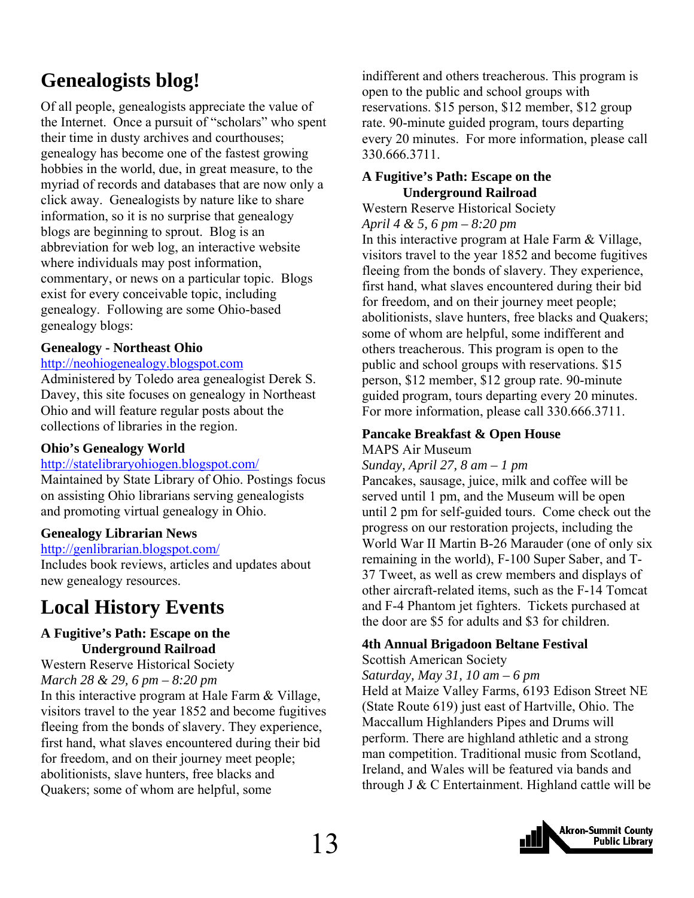# Genealogists blog!

Of all people, genealogists appreciate the value of the Internet. Once a pursuit of "scholars" who spent their time in dusty archives and courthouses; genealogy has become one of the fastest growing hobbies in the world, due, in great measure, to the myriad of records and databases that are now only a click away. Genealogists by nature like to share information, so it is no surprise that genealogy blogs are beginning to sprout. Blog is an abbreviation for web log, an interactive website where individuals may post information, commentary, or news on a particular topic. Blogs exist for every conceivable topic, including genealogy. Following are some Ohio-based genealogy blogs:

### Genealogy - Northeast Ohio

http://neohiogenealogy.blogspot.com

Administered by Toledo area genealogist Derek S. Davey, this site focuses on genealogy in Northeast Ohio and will feature regular posts about the collections of libraries in the region.

### Ohio's Genealogy World

http://statelibraryohiogen.blogspot.com/

Maintained by State Library of Ohio. Postings focus on assisting Ohio librarians serving genealogists and promoting virtual genealogy in Ohio.

### Genealogy Librarian News

http://genlibrarian.blogspot.com/

Includes book reviews, articles and updates about new genealogy resources.

# Local History Events

### A Fugitive's Path: Escape on the Underground Railroad

Western Reserve Historical Society

*March 28 & 29, 6 pm – 8:20 pm*

In this interactive program at Hale Farm & Village, visitors travel to the year 1852 and become fugitives fleeing from the bonds of slavery. They experience, first hand, what slaves encountered during their bid for freedom, and on their journey meet people; abolitionists, slave hunters, free blacks and Quakers; some of whom are helpful, some indifferent and others treacherous. This program is open to the public and school groups with reservations. $15 person, $12 member, $12 group rate. 90-minute guided program, tours departing every 20 minutes. For more information, please call 330.666.3711.

### A Fugitive's Path: Escape on the Underground Railroad

Western Reserve Historical Society

*April 4 & 5, 6 pm – 8:20 pm*

In this interactive program at Hale Farm & Village, visitors travel to the year 1852 and become fugitives fleeing from the bonds of slavery. They experience, first hand, what slaves encountered during their bid for freedom, and on their journey meet people; abolitionists, slave hunters, free blacks and Quakers; some of whom are helpful, some indifferent and others treacherous. This program is open to the public and school groups with reservations. $15 person, $12 member, $12 group rate. 90-minute guided program, tours departing every 20 minutes. For more information, please call 330.666.3711.

### Pancake Breakfast & Open House

MAPS Air Museum

*Sunday, April 27, 8 am – 1 pm*

Pancakes, sausage, juice, milk and coffee will be served until 1 pm, and the Museum will be open until 2 pm for self-guided tours. Come check out the progress on our restoration projects, including the World War II Martin B-26 Marauder (one of only six remaining in the world), F-100 Super Saber, and T-37 Tweet, as well as crew members and displays of other aircraft-related items, such as the F-14 Tomcat and F-4 Phantom jet fighters. Tickets purchased at the door are $5 for adults and $3 for children.

### 4th Annual Brigadoon Beltane Festival

Scottish American Society

*Saturday, May 31, 10 am – 6 pm*

Held at Maize Valley Farms, 6193 Edison Street NE (State Route 619) just east of Hartville, Ohio. The Maccallum Highlanders Pipes and Drums will perform. There are highland athletic and a strong man competition. Traditional music from Scotland, Ireland, and Wales will be featured via bands and through J & C Entertainment. Highland cattle will be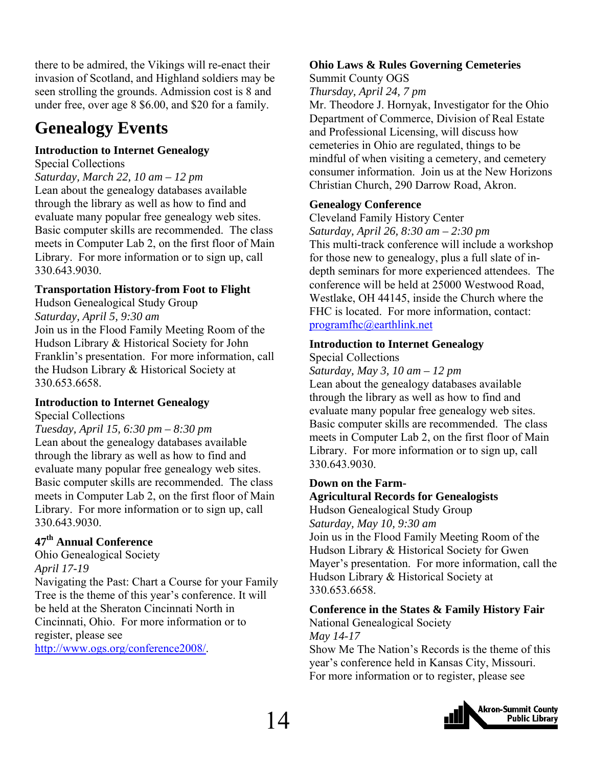there to be admired, the Vikings will re-enact their invasion of Scotland, and Highland soldiers may be seen strolling the grounds. Admission cost is 8 and under free, over age 8 $6.00, and $20 for a family.

# Genealogy Events

**Introduction to Internet Genealogy**
Special Collections
*Saturday, March 22, 10 am – 12 pm*
Lean about the genealogy databases available through the library as well as how to find and evaluate many popular free genealogy web sites. Basic computer skills are recommended. The class meets in Computer Lab 2, on the first floor of Main Library. For more information or to sign up, call 330.643.9030.

**Transportation History-from Foot to Flight**
Hudson Genealogical Study Group
*Saturday, April 5, 9:30 am*
Join us in the Flood Family Meeting Room of the Hudson Library & Historical Society for John Franklin's presentation. For more information, call the Hudson Library & Historical Society at 330.653.6658.

**Introduction to Internet Genealogy**
Special Collections
*Tuesday, April 15, 6:30 pm – 8:30 pm*
Lean about the genealogy databases available through the library as well as how to find and evaluate many popular free genealogy web sites. Basic computer skills are recommended. The class meets in Computer Lab 2, on the first floor of Main Library. For more information or to sign up, call 330.643.9030.

**47th Annual Conference**
Ohio Genealogical Society
*April 17-19*
Navigating the Past: Chart a Course for your Family Tree is the theme of this year's conference. It will be held at the Sheraton Cincinnati North in Cincinnati, Ohio. For more information or to register, please see http://www.ogs.org/conference2008/.

**Ohio Laws & Rules Governing Cemeteries**
Summit County OGS
*Thursday, April 24, 7 pm*
Mr. Theodore J. Hornyak, Investigator for the Ohio Department of Commerce, Division of Real Estate and Professional Licensing, will discuss how cemeteries in Ohio are regulated, things to be mindful of when visiting a cemetery, and cemetery consumer information. Join us at the New Horizons Christian Church, 290 Darrow Road, Akron.

**Genealogy Conference**
Cleveland Family History Center
*Saturday, April 26, 8:30 am – 2:30 pm*
This multi-track conference will include a workshop for those new to genealogy, plus a full slate of in-depth seminars for more experienced attendees. The conference will be held at 25000 Westwood Road, Westlake, OH 44145, inside the Church where the FHC is located. For more information, contact: programfhc@earthlink.net

**Introduction to Internet Genealogy**
Special Collections
*Saturday, May 3, 10 am – 12 pm*
Lean about the genealogy databases available through the library as well as how to find and evaluate many popular free genealogy web sites. Basic computer skills are recommended. The class meets in Computer Lab 2, on the first floor of Main Library. For more information or to sign up, call 330.643.9030.

**Down on the Farm-**
**Agricultural Records for Genealogists**
Hudson Genealogical Study Group
*Saturday, May 10, 9:30 am*
Join us in the Flood Family Meeting Room of the Hudson Library & Historical Society for Gwen Mayer's presentation. For more information, call the Hudson Library & Historical Society at 330.653.6658.

**Conference in the States & Family History Fair**
National Genealogical Society
*May 14-17*
Show Me The Nation's Records is the theme of this year's conference held in Kansas City, Missouri. For more information or to register, please see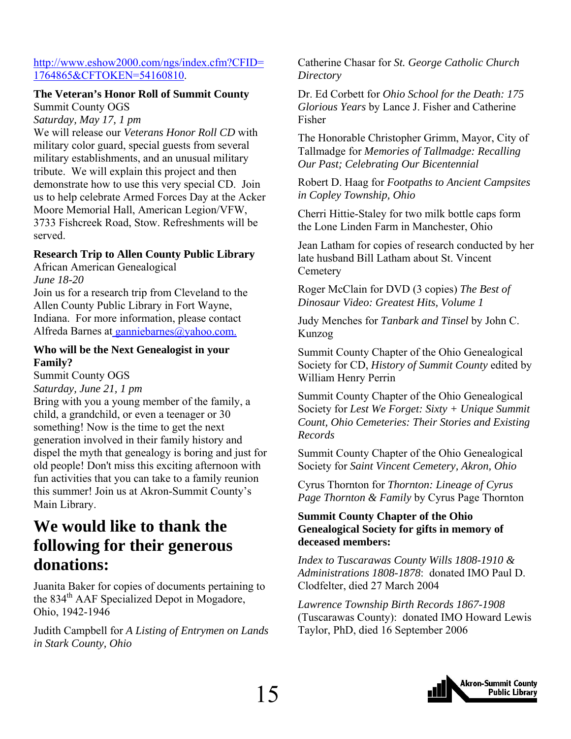http://www.eshow2000.com/ngs/index.cfm?CFID=1764865&CFTOKEN=54160810.

**The Veteran's Honor Roll of Summit County**
Summit County OGS
*Saturday, May 17, 1 pm*
We will release our *Veterans Honor Roll CD* with military color guard, special guests from several military establishments, and an unusual military tribute. We will explain this project and then demonstrate how to use this very special CD. Join us to help celebrate Armed Forces Day at the Acker Moore Memorial Hall, American Legion/VFW, 3733 Fishcreek Road, Stow. Refreshments will be served.

**Research Trip to Allen County Public Library**
African American Genealogical
*June 18-20*
Join us for a research trip from Cleveland to the Allen County Public Library in Fort Wayne, Indiana. For more information, please contact Alfreda Barnes at ganniebarnes@yahoo.com.

**Who will be the Next Genealogist in your Family?**
Summit County OGS
*Saturday, June 21, 1 pm*
Bring with you a young member of the family, a child, a grandchild, or even a teenager or 30 something! Now is the time to get the next generation involved in their family history and dispel the myth that genealogy is boring and just for old people! Don't miss this exciting afternoon with fun activities that you can take to a family reunion this summer! Join us at Akron-Summit County's Main Library.

# We would like to thank the following for their generous donations:

Juanita Baker for copies of documents pertaining to the 834th AAF Specialized Depot in Mogadore, Ohio, 1942-1946

Judith Campbell for *A Listing of Entrymen on Lands in Stark County, Ohio*

Catherine Chasar for *St. George Catholic Church Directory*

Dr. Ed Corbett for *Ohio School for the Death: 175 Glorious Years* by Lance J. Fisher and Catherine Fisher

The Honorable Christopher Grimm, Mayor, City of Tallmadge for *Memories of Tallmadge: Recalling Our Past; Celebrating Our Bicentennial*

Robert D. Haag for *Footpaths to Ancient Campsites in Copley Township, Ohio*

Cherri Hittie-Staley for two milk bottle caps form the Lone Linden Farm in Manchester, Ohio

Jean Latham for copies of research conducted by her late husband Bill Latham about St. Vincent Cemetery

Roger McClain for DVD (3 copies) *The Best of Dinosaur Video: Greatest Hits, Volume 1*

Judy Menches for *Tanbark and Tinsel* by John C. Kunzog

Summit County Chapter of the Ohio Genealogical Society for CD, *History of Summit County* edited by William Henry Perrin

Summit County Chapter of the Ohio Genealogical Society for *Lest We Forget: Sixty + Unique Summit Count, Ohio Cemeteries: Their Stories and Existing Records*

Summit County Chapter of the Ohio Genealogical Society for *Saint Vincent Cemetery, Akron, Ohio*

Cyrus Thornton for *Thornton: Lineage of Cyrus Page Thornton & Family* by Cyrus Page Thornton

**Summit County Chapter of the Ohio Genealogical Society for gifts in memory of deceased members:**

*Index to Tuscarawas County Wills 1808-1910 & Administrations 1808-1878*: donated IMO Paul D. Clodfelter, died 27 March 2004

*Lawrence Township Birth Records 1867-1908* (Tuscarawas County): donated IMO Howard Lewis Taylor, PhD, died 16 September 2006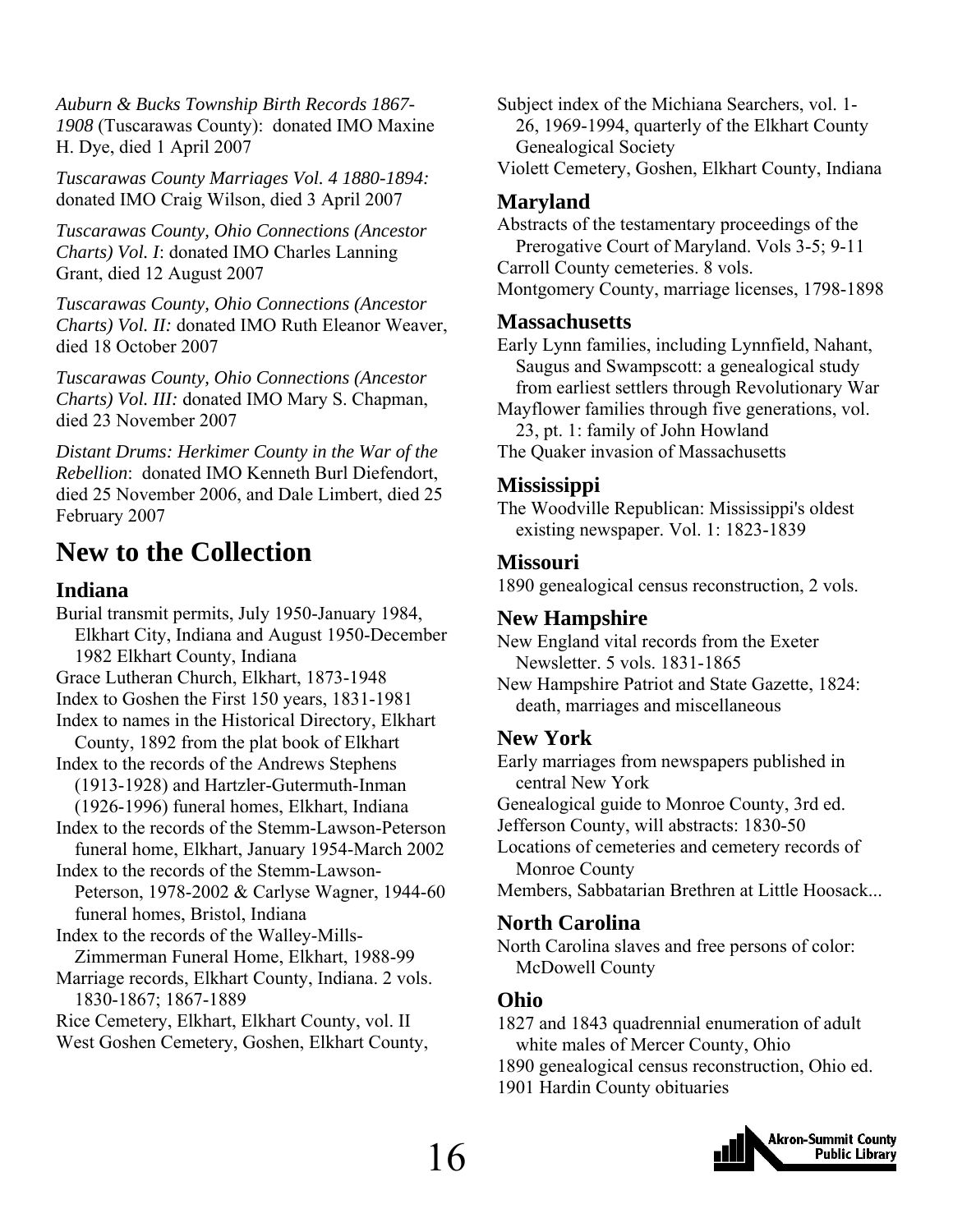*Auburn & Bucks Township Birth Records 1867-1908* (Tuscarawas County): donated IMO Maxine H. Dye, died 1 April 2007

*Tuscarawas County Marriages Vol. 4 1880-1894:* donated IMO Craig Wilson, died 3 April 2007

*Tuscarawas County, Ohio Connections (Ancestor Charts) Vol. I*: donated IMO Charles Lanning Grant, died 12 August 2007

*Tuscarawas County, Ohio Connections (Ancestor Charts) Vol. II:* donated IMO Ruth Eleanor Weaver, died 18 October 2007

*Tuscarawas County, Ohio Connections (Ancestor Charts) Vol. III:* donated IMO Mary S. Chapman, died 23 November 2007

*Distant Drums: Herkimer County in the War of the Rebellion*: donated IMO Kenneth Burl Diefendort, died 25 November 2006, and Dale Limbert, died 25 February 2007

# New to the Collection

## Indiana

Burial transmit permits, July 1950-January 1984, Elkhart City, Indiana and August 1950-December 1982 Elkhart County, Indiana
Grace Lutheran Church, Elkhart, 1873-1948
Index to Goshen the First 150 years, 1831-1981
Index to names in the Historical Directory, Elkhart County, 1892 from the plat book of Elkhart
Index to the records of the Andrews Stephens (1913-1928) and Hartzler-Gutermuth-Inman (1926-1996) funeral homes, Elkhart, Indiana
Index to the records of the Stemm-Lawson-Peterson funeral home, Elkhart, January 1954-March 2002
Index to the records of the Stemm-Lawson-Peterson, 1978-2002 & Carlyse Wagner, 1944-60 funeral homes, Bristol, Indiana
Index to the records of the Walley-Mills-Zimmerman Funeral Home, Elkhart, 1988-99
Marriage records, Elkhart County, Indiana. 2 vols. 1830-1867; 1867-1889
Rice Cemetery, Elkhart, Elkhart County, vol. II
West Goshen Cemetery, Goshen, Elkhart County, Subject index of the Michiana Searchers, vol. 1-26, 1969-1994, quarterly of the Elkhart County Genealogical Society
Violett Cemetery, Goshen, Elkhart County, Indiana

## Maryland

Abstracts of the testamentary proceedings of the Prerogative Court of Maryland. Vols 3-5; 9-11
Carroll County cemeteries. 8 vols.
Montgomery County, marriage licenses, 1798-1898

## Massachusetts

Early Lynn families, including Lynnfield, Nahant, Saugus and Swampscott: a genealogical study from earliest settlers through Revolutionary War
Mayflower families through five generations, vol. 23, pt. 1: family of John Howland
The Quaker invasion of Massachusetts

## Mississippi

The Woodville Republican: Mississippi's oldest existing newspaper. Vol. 1: 1823-1839

## Missouri

1890 genealogical census reconstruction, 2 vols.

## New Hampshire

New England vital records from the Exeter Newsletter. 5 vols. 1831-1865
New Hampshire Patriot and State Gazette, 1824: death, marriages and miscellaneous

## New York

Early marriages from newspapers published in central New York
Genealogical guide to Monroe County, 3rd ed.
Jefferson County, will abstracts: 1830-50
Locations of cemeteries and cemetery records of Monroe County
Members, Sabbatarian Brethren at Little Hoosack...

## North Carolina

North Carolina slaves and free persons of color: McDowell County

## Ohio

1827 and 1843 quadrennial enumeration of adult white males of Mercer County, Ohio
1890 genealogical census reconstruction, Ohio ed.
1901 Hardin County obituaries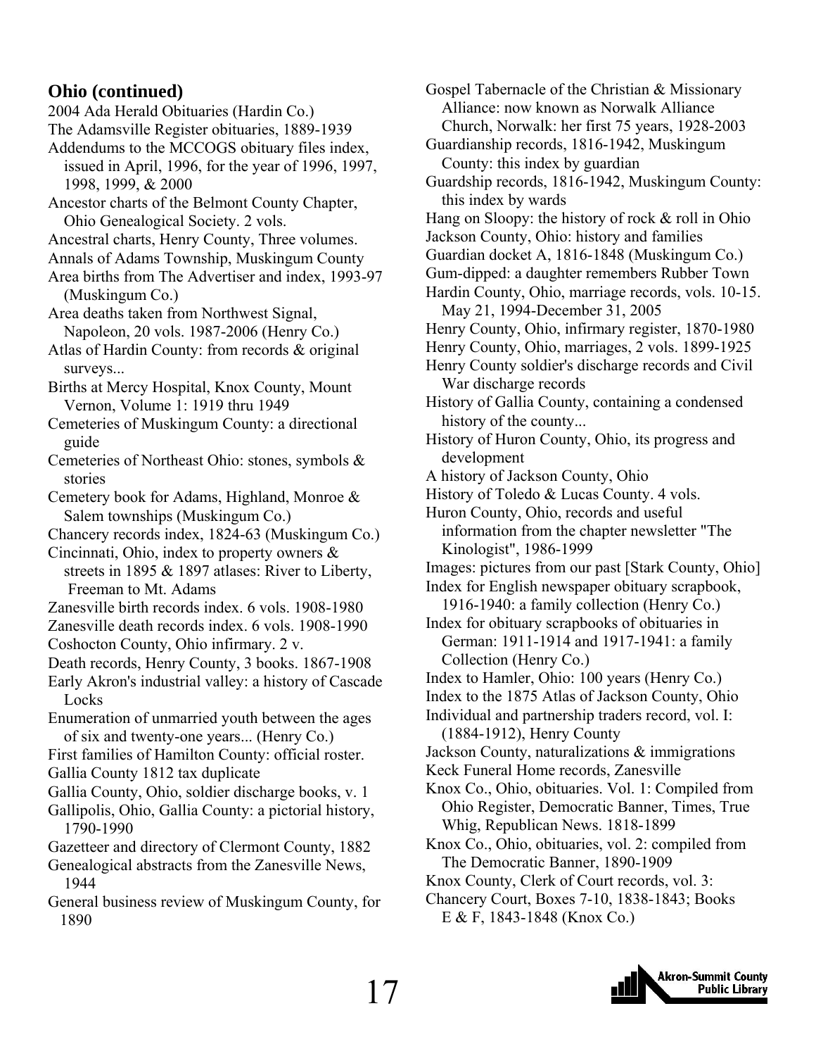## Ohio (continued)

2004 Ada Herald Obituaries (Hardin Co.)

The Adamsville Register obituaries, 1889-1939

Addendums to the MCCOGS obituary files index, issued in April, 1996, for the year of 1996, 1997, 1998, 1999, & 2000

Ancestor charts of the Belmont County Chapter, Ohio Genealogical Society. 2 vols.

Ancestral charts, Henry County, Three volumes.

Annals of Adams Township, Muskingum County

Area births from The Advertiser and index, 1993-97 (Muskingum Co.)

Area deaths taken from Northwest Signal, Napoleon, 20 vols. 1987-2006 (Henry Co.)

Atlas of Hardin County: from records & original surveys...

Births at Mercy Hospital, Knox County, Mount Vernon, Volume 1: 1919 thru 1949

Cemeteries of Muskingum County: a directional guide

Cemeteries of Northeast Ohio: stones, symbols & stories

Cemetery book for Adams, Highland, Monroe & Salem townships (Muskingum Co.)

Chancery records index, 1824-63 (Muskingum Co.)

Cincinnati, Ohio, index to property owners & streets in 1895 & 1897 atlases: River to Liberty, Freeman to Mt. Adams

Zanesville birth records index. 6 vols. 1908-1980

Zanesville death records index. 6 vols. 1908-1990

Coshocton County, Ohio infirmary. 2 v.

Death records, Henry County, 3 books. 1867-1908

Early Akron's industrial valley: a history of Cascade Locks

Enumeration of unmarried youth between the ages of six and twenty-one years... (Henry Co.)

First families of Hamilton County: official roster.

Gallia County 1812 tax duplicate

Gallia County, Ohio, soldier discharge books, v. 1

Gallipolis, Ohio, Gallia County: a pictorial history, 1790-1990

Gazetteer and directory of Clermont County, 1882

Genealogical abstracts from the Zanesville News, 1944

General business review of Muskingum County, for 1890

Gospel Tabernacle of the Christian & Missionary Alliance: now known as Norwalk Alliance Church, Norwalk: her first 75 years, 1928-2003

Guardianship records, 1816-1942, Muskingum County: this index by guardian

Guardship records, 1816-1942, Muskingum County: this index by wards

Hang on Sloopy: the history of rock & roll in Ohio

Jackson County, Ohio: history and families

Guardian docket A, 1816-1848 (Muskingum Co.)

Gum-dipped: a daughter remembers Rubber Town

Hardin County, Ohio, marriage records, vols. 10-15. May 21, 1994-December 31, 2005

Henry County, Ohio, infirmary register, 1870-1980

Henry County, Ohio, marriages, 2 vols. 1899-1925

Henry County soldier's discharge records and Civil War discharge records

History of Gallia County, containing a condensed history of the county...

History of Huron County, Ohio, its progress and development

A history of Jackson County, Ohio

History of Toledo & Lucas County. 4 vols.

Huron County, Ohio, records and useful information from the chapter newsletter "The Kinologist", 1986-1999

Images: pictures from our past [Stark County, Ohio]

Index for English newspaper obituary scrapbook, 1916-1940: a family collection (Henry Co.)

Index for obituary scrapbooks of obituaries in German: 1911-1914 and 1917-1941: a family Collection (Henry Co.)

Index to Hamler, Ohio: 100 years (Henry Co.)

Index to the 1875 Atlas of Jackson County, Ohio

Individual and partnership traders record, vol. I: (1884-1912), Henry County

Jackson County, naturalizations & immigrations

Keck Funeral Home records, Zanesville

Knox Co., Ohio, obituaries. Vol. 1: Compiled from Ohio Register, Democratic Banner, Times, True Whig, Republican News. 1818-1899

Knox Co., Ohio, obituaries, vol. 2: compiled from The Democratic Banner, 1890-1909

Knox County, Clerk of Court records, vol. 3:

Chancery Court, Boxes 7-10, 1838-1843; Books E & F, 1843-1848 (Knox Co.)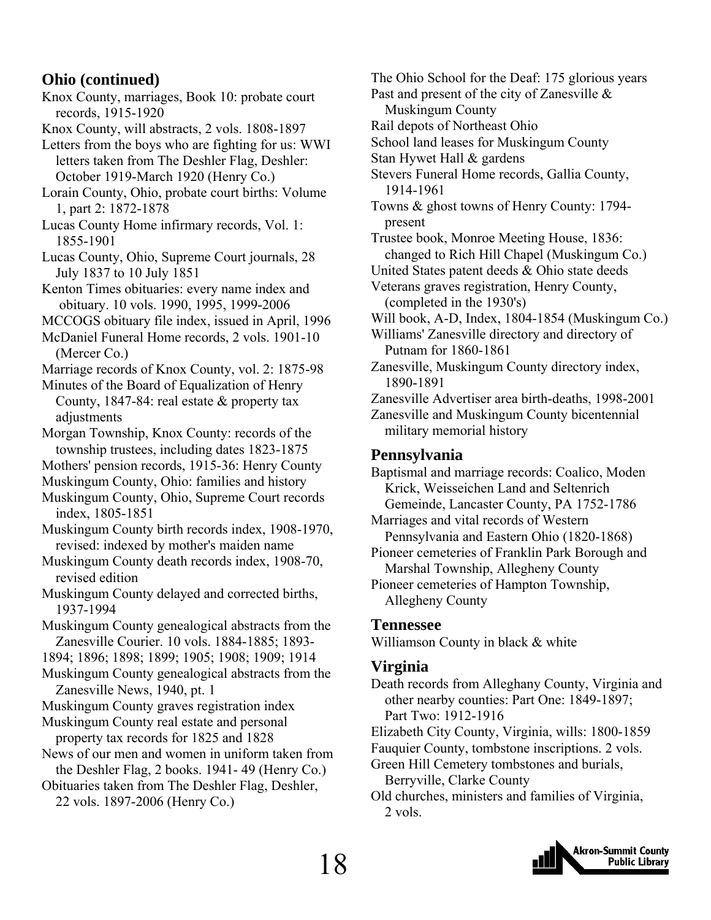## Ohio (continued)

Knox County, marriages, Book 10: probate court records, 1915-1920

Knox County, will abstracts, 2 vols. 1808-1897

Letters from the boys who are fighting for us: WWI letters taken from The Deshler Flag, Deshler: October 1919-March 1920 (Henry Co.)

Lorain County, Ohio, probate court births: Volume 1, part 2: 1872-1878

Lucas County Home infirmary records, Vol. 1: 1855-1901

Lucas County, Ohio, Supreme Court journals, 28 July 1837 to 10 July 1851

Kenton Times obituaries: every name index and obituary. 10 vols. 1990, 1995, 1999-2006

MCCOGS obituary file index, issued in April, 1996

McDaniel Funeral Home records, 2 vols. 1901-10 (Mercer Co.)

Marriage records of Knox County, vol. 2: 1875-98

Minutes of the Board of Equalization of Henry County, 1847-84: real estate & property tax adjustments

Morgan Township, Knox County: records of the township trustees, including dates 1823-1875

Mothers' pension records, 1915-36: Henry County

Muskingum County, Ohio: families and history

Muskingum County, Ohio, Supreme Court records index, 1805-1851

Muskingum County birth records index, 1908-1970, revised: indexed by mother's maiden name

Muskingum County death records index, 1908-70, revised edition

Muskingum County delayed and corrected births, 1937-1994

Muskingum County genealogical abstracts from the Zanesville Courier. 10 vols. 1884-1885; 1893-1894; 1896; 1898; 1899; 1905; 1908; 1909; 1914

Muskingum County genealogical abstracts from the Zanesville News, 1940, pt. 1

Muskingum County graves registration index

Muskingum County real estate and personal property tax records for 1825 and 1828

News of our men and women in uniform taken from the Deshler Flag, 2 books. 1941- 49 (Henry Co.)

Obituaries taken from The Deshler Flag, Deshler, 22 vols. 1897-2006 (Henry Co.)

The Ohio School for the Deaf: 175 glorious years

Past and present of the city of Zanesville & Muskingum County

Rail depots of Northeast Ohio

School land leases for Muskingum County

Stan Hywet Hall & gardens

Stevers Funeral Home records, Gallia County, 1914-1961

Towns & ghost towns of Henry County: 1794-present

Trustee book, Monroe Meeting House, 1836: changed to Rich Hill Chapel (Muskingum Co.)

United States patent deeds & Ohio state deeds

Veterans graves registration, Henry County, (completed in the 1930's)

Will book, A-D, Index, 1804-1854 (Muskingum Co.)

Williams' Zanesville directory and directory of Putnam for 1860-1861

Zanesville, Muskingum County directory index, 1890-1891

Zanesville Advertiser area birth-deaths, 1998-2001

Zanesville and Muskingum County bicentennial military memorial history

## Pennsylvania

Baptismal and marriage records: Coalico, Moden Krick, Weisseichen Land and Seltenrich Gemeinde, Lancaster County, PA 1752-1786

Marriages and vital records of Western Pennsylvania and Eastern Ohio (1820-1868)

Pioneer cemeteries of Franklin Park Borough and Marshal Township, Allegheny County

Pioneer cemeteries of Hampton Township, Allegheny County

## Tennessee

Williamson County in black & white

## Virginia

Death records from Alleghany County, Virginia and other nearby counties: Part One: 1849-1897; Part Two: 1912-1916

Elizabeth City County, Virginia, wills: 1800-1859

Fauquier County, tombstone inscriptions. 2 vols.

Green Hill Cemetery tombstones and burials, Berryville, Clarke County

Old churches, ministers and families of Virginia, 2 vols.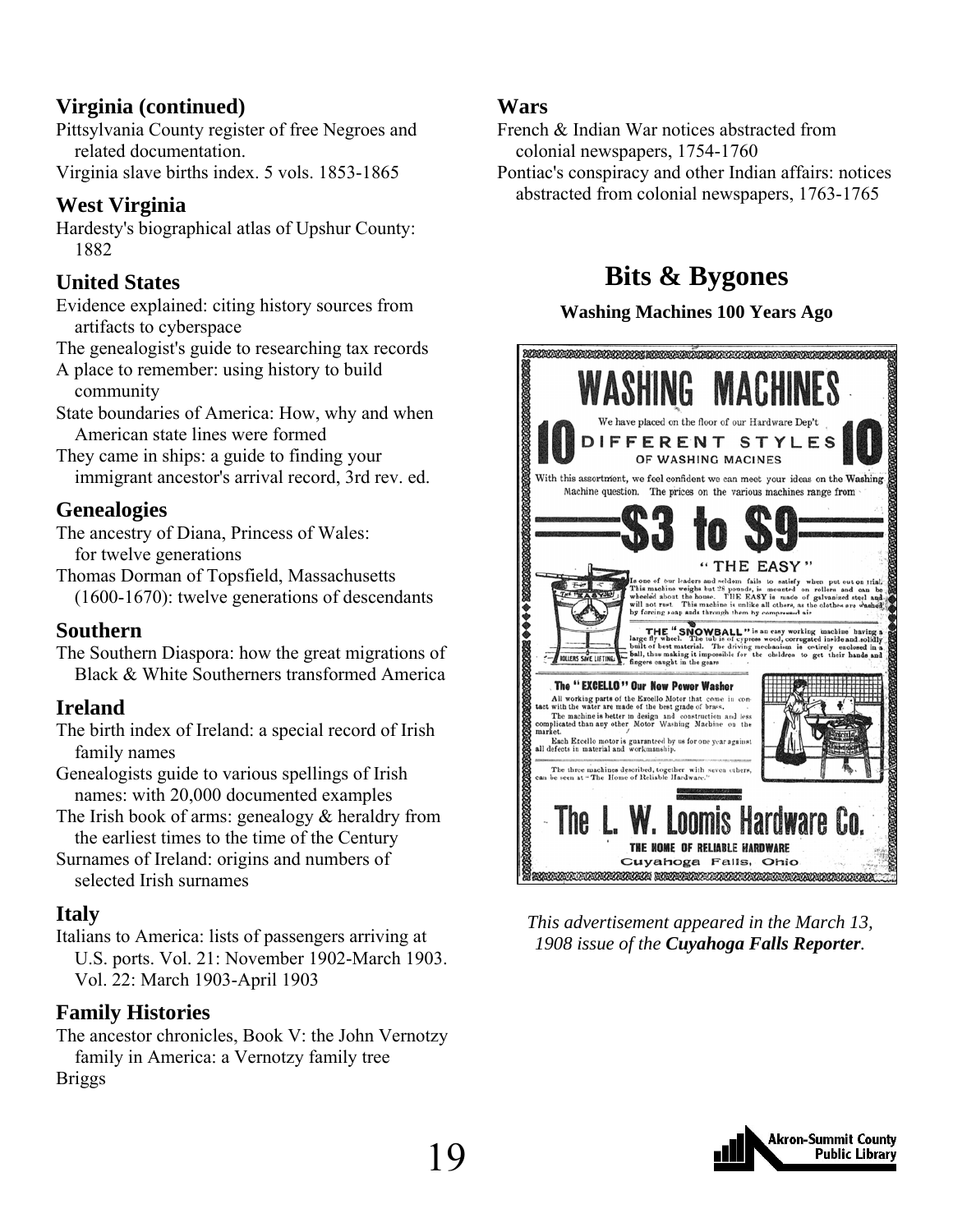## Virginia (continued)

Pittsylvania County register of free Negroes and related documentation.

Virginia slave births index. 5 vols. 1853-1865

## West Virginia

Hardesty's biographical atlas of Upshur County: 1882

## United States

Evidence explained: citing history sources from artifacts to cyberspace

The genealogist's guide to researching tax records

A place to remember: using history to build community

State boundaries of America: How, why and when American state lines were formed

They came in ships: a guide to finding your immigrant ancestor's arrival record, 3rd rev. ed.

## Genealogies

The ancestry of Diana, Princess of Wales: for twelve generations

Thomas Dorman of Topsfield, Massachusetts (1600-1670): twelve generations of descendants

## Southern

The Southern Diaspora: how the great migrations of Black & White Southerners transformed America

## Ireland

The birth index of Ireland: a special record of Irish family names

Genealogists guide to various spellings of Irish names: with 20,000 documented examples

The Irish book of arms: genealogy & heraldry from the earliest times to the time of the Century

Surnames of Ireland: origins and numbers of selected Irish surnames

## Italy

Italians to America: lists of passengers arriving at U.S. ports. Vol. 21: November 1902-March 1903. Vol. 22: March 1903-April 1903

## Family Histories

The ancestor chronicles, Book V: the John Vernotzy family in America: a Vernotzy family tree

Briggs

## Wars

French & Indian War notices abstracted from colonial newspapers, 1754-1760

Pontiac's conspiracy and other Indian affairs: notices abstracted from colonial newspapers, 1763-1765

# Bits & Bygones

**Washing Machines 100 Years Ago**

*This advertisement appeared in the March 13, 1908 issue of the* ***Cuyahoga Falls Reporter****.*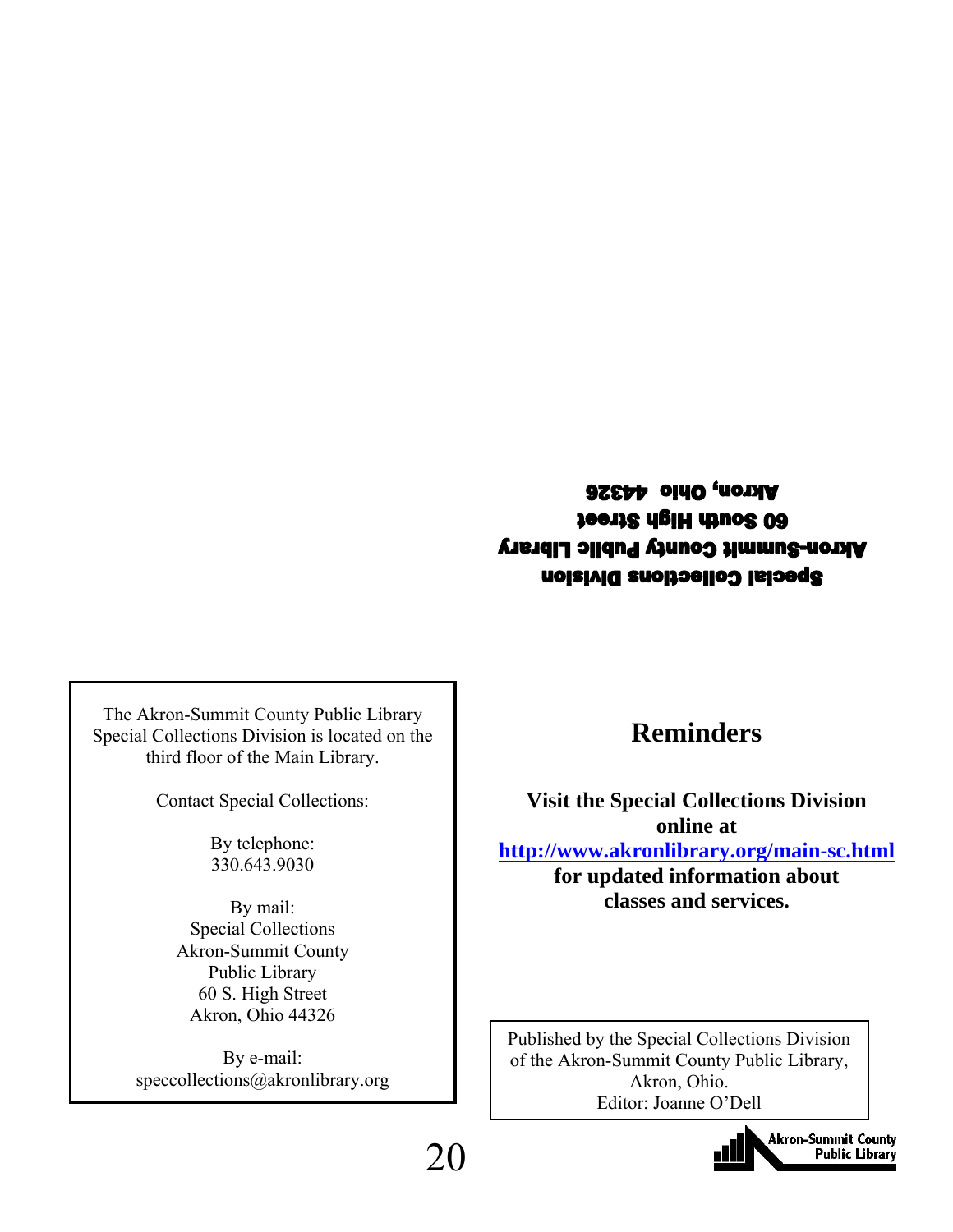Special Collections Division
Akron-Summit County Public Library
60 South High Street
Akron, Ohio 44326

The Akron-Summit County Public Library Special Collections Division is located on the third floor of the Main Library.

Contact Special Collections:

By telephone:
330.643.9030

By mail:
Special Collections
Akron-Summit County
Public Library
60 S. High Street
Akron, Ohio 44326

By e-mail:
speccollections@akronlibrary.org

## Reminders

**Visit the Special Collections Division online at [http://www.akronlibrary.org/main-sc.html](http://www.akronlibrary.org/main-sc.html) for updated information about classes and services.**

Published by the Special Collections Division of the Akron-Summit County Public Library, Akron, Ohio.
Editor: Joanne O'Dell

Akron-Summit County Public Library